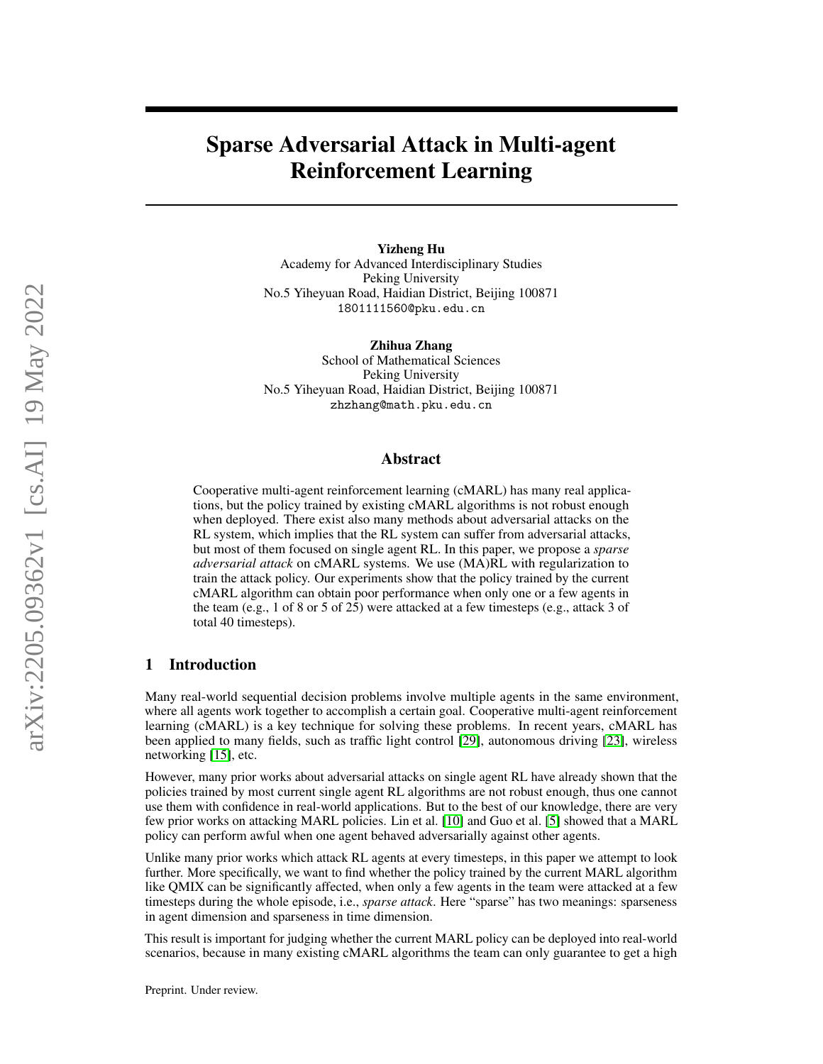# Sparse Adversarial Attack in Multi-agent Reinforcement Learning

**Yizheng Hu**
Academy for Advanced Interdisciplinary Studies
Peking University
No.5 Yiheyuan Road, Haidian District, Beijing 100871
1801111560@pku.edu.cn

**Zhihua Zhang**
School of Mathematical Sciences
Peking University
No.5 Yiheyuan Road, Haidian District, Beijing 100871
zhzhang@math.pku.edu.cn

## Abstract

Cooperative multi-agent reinforcement learning (cMARL) has many real applications, but the policy trained by existing cMARL algorithms is not robust enough when deployed. There exist also many methods about adversarial attacks on the RL system, which implies that the RL system can suffer from adversarial attacks, but most of them focused on single agent RL. In this paper, we propose a *sparse adversarial attack* on cMARL systems. We use (MA)RL with regularization to train the attack policy. Our experiments show that the policy trained by the current cMARL algorithm can obtain poor performance when only one or a few agents in the team (e.g., 1 of 8 or 5 of 25) were attacked at a few timesteps (e.g., attack 3 of total 40 timesteps).

## 1 Introduction

Many real-world sequential decision problems involve multiple agents in the same environment, where all agents work together to accomplish a certain goal. Cooperative multi-agent reinforcement learning (cMARL) is a key technique for solving these problems. In recent years, cMARL has been applied to many fields, such as traffic light control [29], autonomous driving [23], wireless networking [15], etc.

However, many prior works about adversarial attacks on single agent RL have already shown that the policies trained by most current single agent RL algorithms are not robust enough, thus one cannot use them with confidence in real-world applications. But to the best of our knowledge, there are very few prior works on attacking MARL policies. Lin et al. [10] and Guo et al. [5] showed that a MARL policy can perform awful when one agent behaved adversarially against other agents.

Unlike many prior works which attack RL agents at every timesteps, in this paper we attempt to look further. More specifically, we want to find whether the policy trained by the current MARL algorithm like QMIX can be significantly affected, when only a few agents in the team were attacked at a few timesteps during the whole episode, i.e., *sparse attack*. Here "sparse" has two meanings: sparseness in agent dimension and sparseness in time dimension.

This result is important for judging whether the current MARL policy can be deployed into real-world scenarios, because in many existing cMARL algorithms the team can only guarantee to get a high

Preprint. Under review.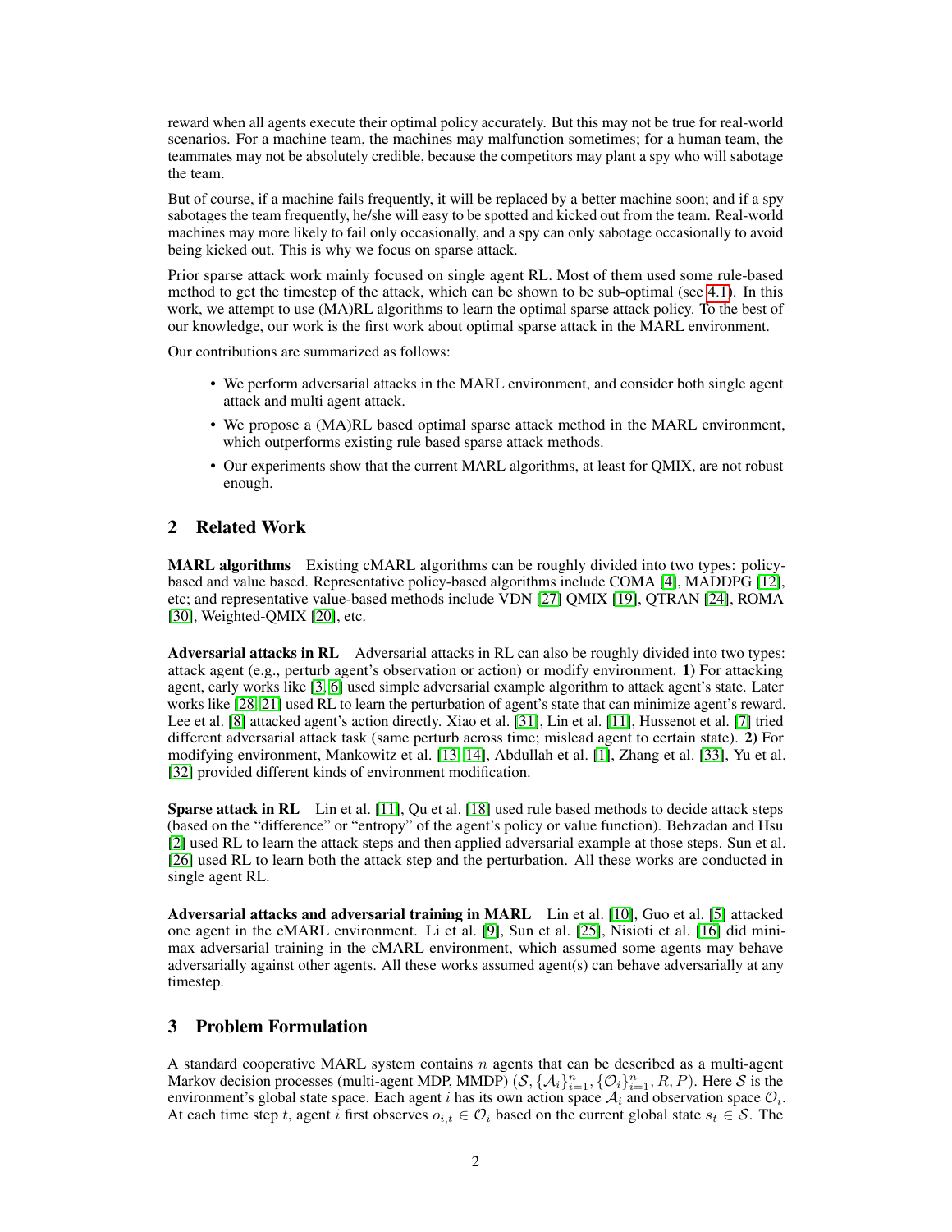reward when all agents execute their optimal policy accurately. But this may not be true for real-world scenarios. For a machine team, the machines may malfunction sometimes; for a human team, the teammates may not be absolutely credible, because the competitors may plant a spy who will sabotage the team.

But of course, if a machine fails frequently, it will be replaced by a better machine soon; and if a spy sabotages the team frequently, he/she will easy to be spotted and kicked out from the team. Real-world machines may more likely to fail only occasionally, and a spy can only sabotage occasionally to avoid being kicked out. This is why we focus on sparse attack.

Prior sparse attack work mainly focused on single agent RL. Most of them used some rule-based method to get the timestep of the attack, which can be shown to be sub-optimal (see 4.1). In this work, we attempt to use (MA)RL algorithms to learn the optimal sparse attack policy. To the best of our knowledge, our work is the first work about optimal sparse attack in the MARL environment.

Our contributions are summarized as follows:

- We perform adversarial attacks in the MARL environment, and consider both single agent attack and multi agent attack.
- We propose a (MA)RL based optimal sparse attack method in the MARL environment, which outperforms existing rule based sparse attack methods.
- Our experiments show that the current MARL algorithms, at least for QMIX, are not robust enough.

## 2 Related Work

**MARL algorithms** Existing cMARL algorithms can be roughly divided into two types: policy-based and value based. Representative policy-based algorithms include COMA [4], MADDPG [12], etc; and representative value-based methods include VDN [27] QMIX [19], QTRAN [24], ROMA [30], Weighted-QMIX [20], etc.

**Adversarial attacks in RL** Adversarial attacks in RL can also be roughly divided into two types: attack agent (e.g., perturb agent's observation or action) or modify environment. **1)** For attacking agent, early works like [3, 6] used simple adversarial example algorithm to attack agent's state. Later works like [28, 21] used RL to learn the perturbation of agent's state that can minimize agent's reward. Lee et al. [8] attacked agent's action directly. Xiao et al. [31], Lin et al. [11], Hussenot et al. [7] tried different adversarial attack task (same perturb across time; mislead agent to certain state). **2)** For modifying environment, Mankowitz et al. [13, 14], Abdullah et al. [1], Zhang et al. [33], Yu et al. [32] provided different kinds of environment modification.

**Sparse attack in RL** Lin et al. [11], Qu et al. [18] used rule based methods to decide attack steps (based on the "difference" or "entropy" of the agent's policy or value function). Behzadan and Hsu [2] used RL to learn the attack steps and then applied adversarial example at those steps. Sun et al. [26] used RL to learn both the attack step and the perturbation. All these works are conducted in single agent RL.

**Adversarial attacks and adversarial training in MARL** Lin et al. [10], Guo et al. [5] attacked one agent in the cMARL environment. Li et al. [9], Sun et al. [25], Nisioti et al. [16] did mini-max adversarial training in the cMARL environment, which assumed some agents may behave adversarially against other agents. All these works assumed agent(s) can behave adversarially at any timestep.

## 3 Problem Formulation

A standard cooperative MARL system contains $n$ agents that can be described as a multi-agent Markov decision processes (multi-agent MDP, MMDP) $(\mathcal{S}, \{\mathcal{A}_i\}_{i=1}^n, \{\mathcal{O}_i\}_{i=1}^n, R, P)$. Here $\mathcal{S}$ is the environment's global state space. Each agent $i$ has its own action space $\mathcal{A}_i$ and observation space $\mathcal{O}_i$. At each time step $t$, agent $i$ first observes $o_{i,t} \in \mathcal{O}_i$ based on the current global state $s_t \in \mathcal{S}$. The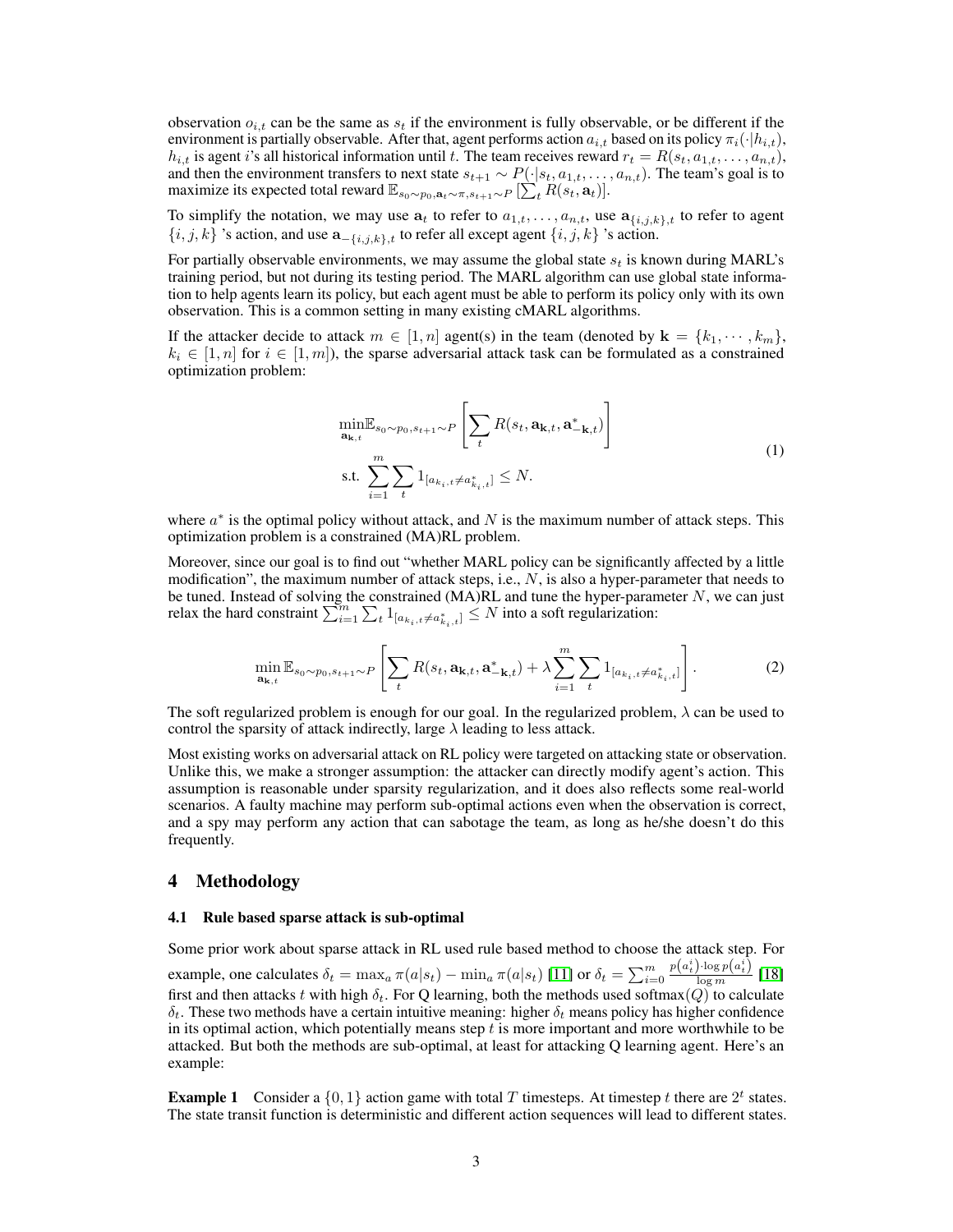observation $o_{i,t}$ can be the same as $s_t$ if the environment is fully observable, or be different if the environment is partially observable. After that, agent performs action $a_{i,t}$ based on its policy $\pi_i(\cdot|h_{i,t})$, $h_{i,t}$ is agent $i$'s all historical information until $t$. The team receives reward $r_t = R(s_t, a_{1,t}, \ldots, a_{n,t})$, and then the environment transfers to next state $s_{t+1} \sim P(\cdot|s_t, a_{1,t}, \ldots, a_{n,t})$. The team's goal is to maximize its expected total reward $\mathbb{E}_{s_0 \sim p_0, \mathbf{a}_t \sim \pi, s_{t+1} \sim P}\left[\sum_t R(s_t, \mathbf{a}_t)\right]$.

To simplify the notation, we may use $\mathbf{a}_t$ to refer to $a_{1,t}, \ldots, a_{n,t}$, use $\mathbf{a}_{\{i,j,k\},t}$ to refer to agent $\{i, j, k\}$ 's action, and use $\mathbf{a}_{-\{i,j,k\},t}$ to refer all except agent $\{i, j, k\}$ 's action.

For partially observable environments, we may assume the global state $s_t$ is known during MARL's training period, but not during its testing period. The MARL algorithm can use global state information to help agents learn its policy, but each agent must be able to perform its policy only with its own observation. This is a common setting in many existing cMARL algorithms.

If the attacker decide to attack $m \in [1, n]$ agent(s) in the team (denoted by $\mathbf{k} = \{k_1, \cdots, k_m\}$, $k_i \in [1, n]$ for $i \in [1, m]$), the sparse adversarial attack task can be formulated as a constrained optimization problem:

$$
\begin{aligned}
&\min_{\mathbf{a}_{\mathbf{k},t}} \mathbb{E}_{s_0 \sim p_0, s_{t+1} \sim P}\left[\sum_t R(s_t, \mathbf{a}_{\mathbf{k},t}, \mathbf{a}^*_{-\mathbf{k},t})\right] \\
&\text{s.t. } \sum_{i=1}^{m} \sum_t 1_{[a_{k_i,t} \neq a^*_{k_i,t}]} \leq N.
\end{aligned}
\tag{1}
$$

where $a^*$ is the optimal policy without attack, and $N$ is the maximum number of attack steps. This optimization problem is a constrained (MA)RL problem.

Moreover, since our goal is to find out "whether MARL policy can be significantly affected by a little modification", the maximum number of attack steps, i.e., $N$, is also a hyper-parameter that needs to be tuned. Instead of solving the constrained (MA)RL and tune the hyper-parameter $N$, we can just relax the hard constraint $\sum_{i=1}^{m} \sum_t 1_{[a_{k_i,t} \neq a^*_{k_i,t}]} \leq N$ into a soft regularization:

$$
\min_{\mathbf{a}_{\mathbf{k},t}} \mathbb{E}_{s_0 \sim p_0, s_{t+1} \sim P}\left[\sum_t R(s_t, \mathbf{a}_{\mathbf{k},t}, \mathbf{a}^*_{-\mathbf{k},t}) + \lambda \sum_{i=1}^{m} \sum_t 1_{[a_{k_i,t} \neq a^*_{k_i,t}]}\right]. \tag{2}
$$

The soft regularized problem is enough for our goal. In the regularized problem, $\lambda$ can be used to control the sparsity of attack indirectly, large $\lambda$ leading to less attack.

Most existing works on adversarial attack on RL policy were targeted on attacking state or observation. Unlike this, we make a stronger assumption: the attacker can directly modify agent's action. This assumption is reasonable under sparsity regularization, and it does also reflects some real-world scenarios. A faulty machine may perform sub-optimal actions even when the observation is correct, and a spy may perform any action that can sabotage the team, as long as he/she doesn't do this frequently.

## 4 Methodology

### 4.1 Rule based sparse attack is sub-optimal

Some prior work about sparse attack in RL used rule based method to choose the attack step. For example, one calculates $\delta_t = \max_a \pi(a|s_t) - \min_a \pi(a|s_t)$ [11] or $\delta_t = \sum_{i=0}^{m} \frac{p(a_t^i) \cdot \log p(a_t^i)}{\log m}$ [18] first and then attacks $t$ with high $\delta_t$. For Q learning, both the methods used $\text{softmax}(Q)$ to calculate $\delta_t$. These two methods have a certain intuitive meaning: higher $\delta_t$ means policy has higher confidence in its optimal action, which potentially means step $t$ is more important and more worthwhile to be attacked. But both the methods are sub-optimal, at least for attacking Q learning agent. Here's an example:

**Example 1** Consider a $\{0, 1\}$ action game with total $T$ timesteps. At timestep $t$ there are $2^t$ states. The state transit function is deterministic and different action sequences will lead to different states.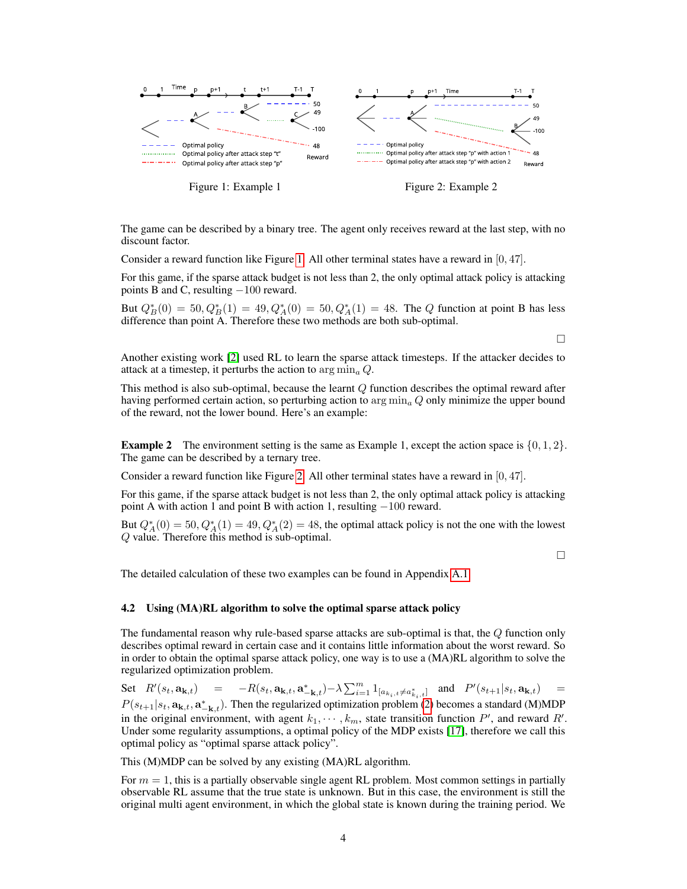Figure 1: Example 1

Figure 2: Example 2

The game can be described by a binary tree. The agent only receives reward at the last step, with no discount factor.

Consider a reward function like Figure 1. All other terminal states have a reward in $[0, 47]$.

For this game, if the sparse attack budget is not less than 2, the only optimal attack policy is attacking points B and C, resulting $-100$ reward.

But $Q_B^*(0) = 50, Q_B^*(1) = 49, Q_A^*(0) = 50, Q_A^*(1) = 48$. The $Q$ function at point B has less difference than point A. Therefore these two methods are both sub-optimal.

□

Another existing work [2] used RL to learn the sparse attack timesteps. If the attacker decides to attack at a timestep, it perturbs the action to $\arg\min_a Q$.

This method is also sub-optimal, because the learnt $Q$ function describes the optimal reward after having performed certain action, so perturbing action to $\arg\min_a Q$ only minimize the upper bound of the reward, not the lower bound. Here's an example:

**Example 2** The environment setting is the same as Example 1, except the action space is $\{0, 1, 2\}$. The game can be described by a ternary tree.

Consider a reward function like Figure 2. All other terminal states have a reward in $[0, 47]$.

For this game, if the sparse attack budget is not less than 2, the only optimal attack policy is attacking point A with action 1 and point B with action 1, resulting $-100$ reward.

But $Q_A^*(0) = 50, Q_A^*(1) = 49, Q_A^*(2) = 48$, the optimal attack policy is not the one with the lowest $Q$ value. Therefore this method is sub-optimal.

□

The detailed calculation of these two examples can be found in Appendix A.1

### 4.2 Using (MA)RL algorithm to solve the optimal sparse attack policy

The fundamental reason why rule-based sparse attacks are sub-optimal is that, the $Q$ function only describes optimal reward in certain case and it contains little information about the worst reward. So in order to obtain the optimal sparse attack policy, one way is to use a (MA)RL algorithm to solve the regularized optimization problem.

Set $R'(s_t, \mathbf{a}_{\mathbf{k},t}) = -R(s_t, \mathbf{a}_{\mathbf{k},t}, \mathbf{a}^*_{-\mathbf{k},t}) - \lambda \sum_{i=1}^{m} 1_{[a_{k_i,t} \neq a^*_{k_i,t}]}$ and $P'(s_{t+1}|s_t, \mathbf{a}_{\mathbf{k},t}) = P(s_{t+1}|s_t, \mathbf{a}_{\mathbf{k},t}, \mathbf{a}^*_{-\mathbf{k},t})$. Then the regularized optimization problem (2) becomes a standard (M)MDP in the original environment, with agent $k_1, \cdots, k_m$, state transition function $P'$, and reward $R'$. Under some regularity assumptions, a optimal policy of the MDP exists [17], therefore we call this optimal policy as "optimal sparse attack policy".

This (M)MDP can be solved by any existing (MA)RL algorithm.

For $m = 1$, this is a partially observable single agent RL problem. Most common settings in partially observable RL assume that the true state is unknown. But in this case, the environment is still the original multi agent environment, in which the global state is known during the training period. We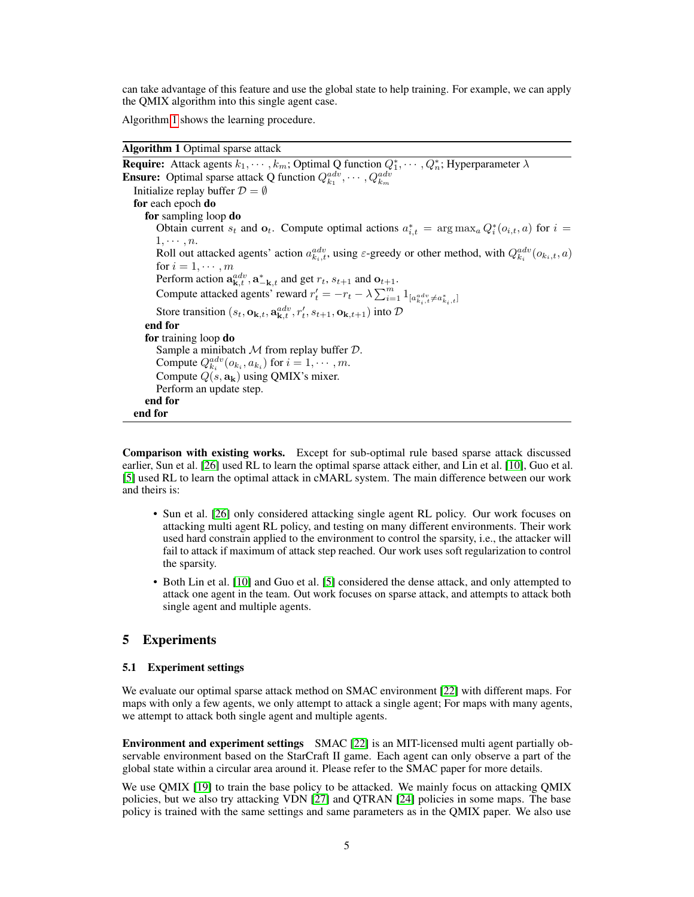can take advantage of this feature and use the global state to help training. For example, we can apply the QMIX algorithm into this single agent case.

Algorithm 1 shows the learning procedure.

**Algorithm 1** Optimal sparse attack

**Require:** Attack agents $k_1, \cdots, k_m$; Optimal Q function $Q_1^*, \cdots, Q_n^*$; Hyperparameter $\lambda$
**Ensure:** Optimal sparse attack Q function $Q_{k_1}^{adv}, \cdots, Q_{k_m}^{adv}$

```
Initialize replay buffer D = ∅
for each epoch do
    for sampling loop do
        Obtain current s_t and o_t. Compute optimal actions a*_{i,t} = argmax_a Q*_i(o_{i,t}, a) for i = 1, ..., n.
        Roll out attacked agents' action a^{adv}_{k_i,t}, using ε-greedy or other method, with Q^{adv}_{k_i}(o_{k_i,t}, a) for i = 1, ..., m
        Perform action a^{adv}_{k,t}, a*_{-k,t} and get r_t, s_{t+1} and o_{t+1}.
        Compute attacked agents' reward r'_t = -r_t - λ Σ_{i=1}^{m} 1[a^{adv}_{k_i,t} ≠ a*_{k_i,t}]
        Store transition (s_t, o_{k,t}, a^{adv}_{k,t}, r'_t, s_{t+1}, o_{k,t+1}) into D
    end for
    for training loop do
        Sample a minibatch M from replay buffer D.
        Compute Q^{adv}_{k_i}(o_{k_i}, a_{k_i}) for i = 1, ..., m.
        Compute Q(s, a_k) using QMIX's mixer.
        Perform an update step.
    end for
end for
```

**Comparison with existing works.** Except for sub-optimal rule based sparse attack discussed earlier, Sun et al. [26] used RL to learn the optimal sparse attack either, and Lin et al. [10], Guo et al. [5] used RL to learn the optimal attack in cMARL system. The main difference between our work and theirs is:

- Sun et al. [26] only considered attacking single agent RL policy. Our work focuses on attacking multi agent RL policy, and testing on many different environments. Their work used hard constrain applied to the environment to control the sparsity, i.e., the attacker will fail to attack if maximum of attack step reached. Our work uses soft regularization to control the sparsity.
- Both Lin et al. [10] and Guo et al. [5] considered the dense attack, and only attempted to attack one agent in the team. Out work focuses on sparse attack, and attempts to attack both single agent and multiple agents.

## 5 Experiments

### 5.1 Experiment settings

We evaluate our optimal sparse attack method on SMAC environment [22] with different maps. For maps with only a few agents, we only attempt to attack a single agent; For maps with many agents, we attempt to attack both single agent and multiple agents.

**Environment and experiment settings** SMAC [22] is an MIT-licensed multi agent partially observable environment based on the StarCraft II game. Each agent can only observe a part of the global state within a circular area around it. Please refer to the SMAC paper for more details.

We use QMIX [19] to train the base policy to be attacked. We mainly focus on attacking QMIX policies, but we also try attacking VDN [27] and QTRAN [24] policies in some maps. The base policy is trained with the same settings and same parameters as in the QMIX paper. We also use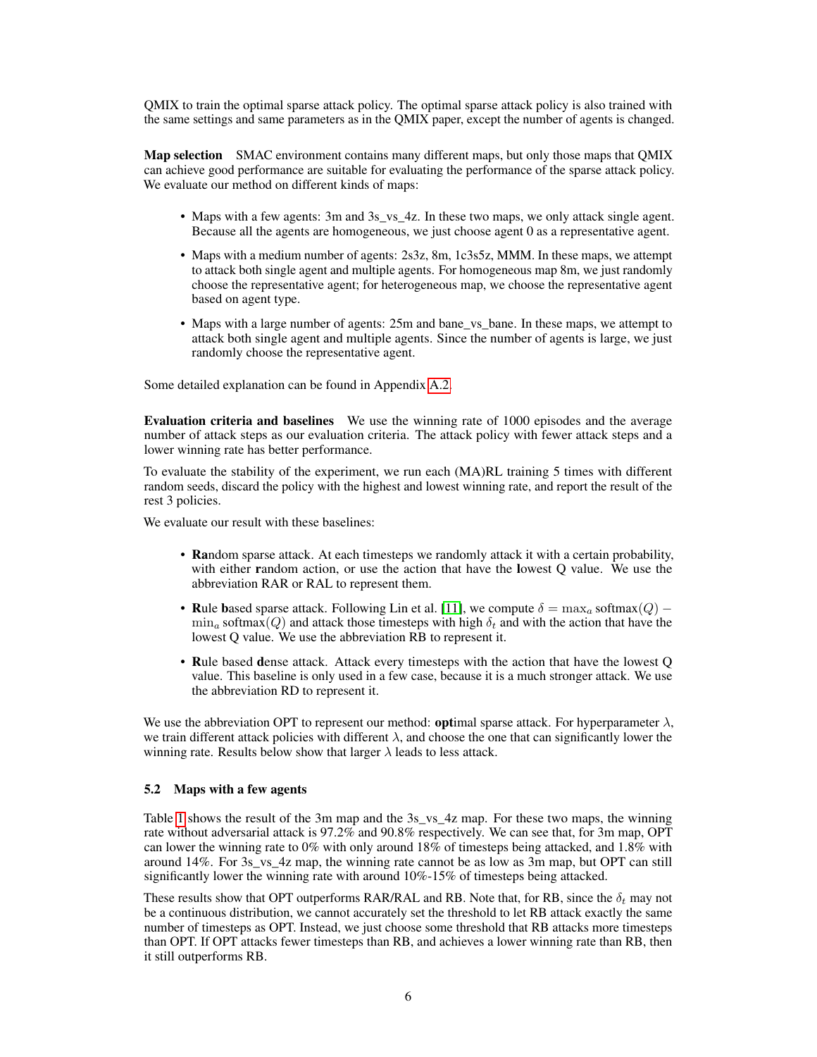QMIX to train the optimal sparse attack policy. The optimal sparse attack policy is also trained with the same settings and same parameters as in the QMIX paper, except the number of agents is changed.

**Map selection** SMAC environment contains many different maps, but only those maps that QMIX can achieve good performance are suitable for evaluating the performance of the sparse attack policy. We evaluate our method on different kinds of maps:

- Maps with a few agents: 3m and 3s_vs_4z. In these two maps, we only attack single agent. Because all the agents are homogeneous, we just choose agent 0 as a representative agent.
- Maps with a medium number of agents: 2s3z, 8m, 1c3s5z, MMM. In these maps, we attempt to attack both single agent and multiple agents. For homogeneous map 8m, we just randomly choose the representative agent; for heterogeneous map, we choose the representative agent based on agent type.
- Maps with a large number of agents: 25m and bane_vs_bane. In these maps, we attempt to attack both single agent and multiple agents. Since the number of agents is large, we just randomly choose the representative agent.

Some detailed explanation can be found in Appendix A.2.

**Evaluation criteria and baselines** We use the winning rate of 1000 episodes and the average number of attack steps as our evaluation criteria. The attack policy with fewer attack steps and a lower winning rate has better performance.

To evaluate the stability of the experiment, we run each (MA)RL training 5 times with different random seeds, discard the policy with the highest and lowest winning rate, and report the result of the rest 3 policies.

We evaluate our result with these baselines:

- **Ra**ndom sparse attack. At each timesteps we randomly attack it with a certain probability, with either **r**andom action, or use the action that have the **l**owest Q value. We use the abbreviation RAR or RAL to represent them.
- **R**ule **b**ased sparse attack. Following Lin et al. [11], we compute $\delta = \max_a \text{softmax}(Q) - \min_a \text{softmax}(Q)$ and attack those timesteps with high $\delta_t$ and with the action that have the lowest Q value. We use the abbreviation RB to represent it.
- **R**ule based **d**ense attack. Attack every timesteps with the action that have the lowest Q value. This baseline is only used in a few case, because it is a much stronger attack. We use the abbreviation RD to represent it.

We use the abbreviation OPT to represent our method: **opt**imal sparse attack. For hyperparameter $\lambda$, we train different attack policies with different $\lambda$, and choose the one that can significantly lower the winning rate. Results below show that larger $\lambda$ leads to less attack.

### 5.2 Maps with a few agents

Table 1 shows the result of the 3m map and the 3s_vs_4z map. For these two maps, the winning rate without adversarial attack is 97.2% and 90.8% respectively. We can see that, for 3m map, OPT can lower the winning rate to 0% with only around 18% of timesteps being attacked, and 1.8% with around 14%. For 3s_vs_4z map, the winning rate cannot be as low as 3m map, but OPT can still significantly lower the winning rate with around 10%-15% of timesteps being attacked.

These results show that OPT outperforms RAR/RAL and RB. Note that, for RB, since the $\delta_t$ may not be a continuous distribution, we cannot accurately set the threshold to let RB attack exactly the same number of timesteps as OPT. Instead, we just choose some threshold that RB attacks more timesteps than OPT. If OPT attacks fewer timesteps than RB, and achieves a lower winning rate than RB, then it still outperforms RB.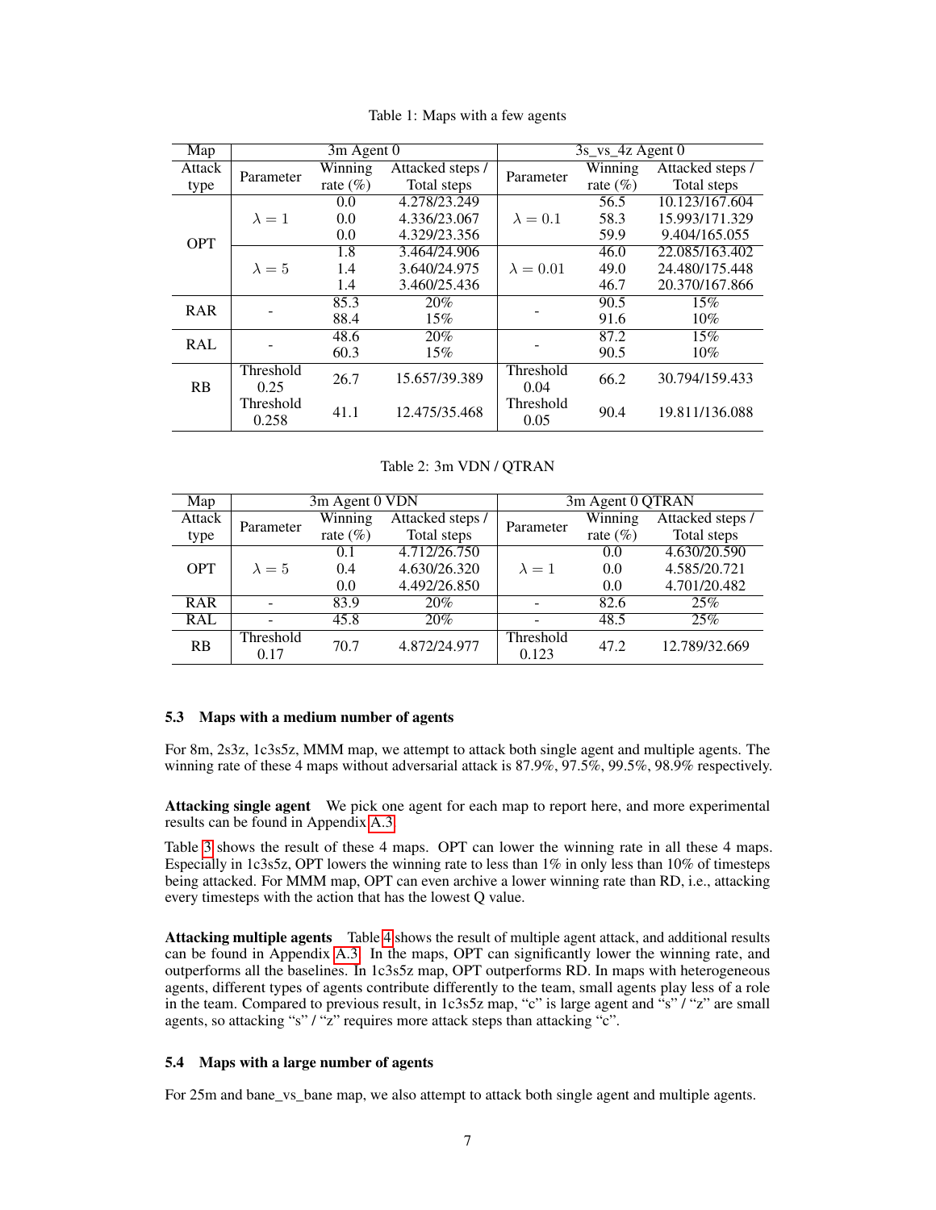Table 1: Maps with a few agents

| Map | 3m Agent 0 | | | 3s_vs_4z Agent 0 | | |
|---|---|---|---|---|---|---|
| Attack type | Parameter | Winning rate (%) | Attacked steps / Total steps | Parameter | Winning rate (%) | Attacked steps / Total steps |
| OPT | $\lambda = 1$ | 0.0 | 4.278/23.249 | $\lambda = 0.1$ | 56.5 | 10.123/167.604 |
| | | 0.0 | 4.336/23.067 | | 58.3 | 15.993/171.329 |
| | | 0.0 | 4.329/23.356 | | 59.9 | 9.404/165.055 |
| | $\lambda = 5$ | 1.8 | 3.464/24.906 | $\lambda = 0.01$ | 46.0 | 22.085/163.402 |
| | | 1.4 | 3.640/24.975 | | 49.0 | 24.480/175.448 |
| | | 1.4 | 3.460/25.436 | | 46.7 | 20.370/167.866 |
| RAR | - | 85.3 | 20% | - | 90.5 | 15% |
| | | 88.4 | 15% | | 91.6 | 10% |
| RAL | - | 48.6 | 20% | - | 87.2 | 15% |
| | | 60.3 | 15% | | 90.5 | 10% |
| RB | Threshold 0.25 | 26.7 | 15.657/39.389 | Threshold 0.04 | 66.2 | 30.794/159.433 |
| | Threshold 0.258 | 41.1 | 12.475/35.468 | Threshold 0.05 | 90.4 | 19.811/136.088 |

Table 2: 3m VDN / QTRAN

| Map | 3m Agent 0 VDN | | | 3m Agent 0 QTRAN | | |
|---|---|---|---|---|---|---|
| Attack type | Parameter | Winning rate (%) | Attacked steps / Total steps | Parameter | Winning rate (%) | Attacked steps / Total steps |
| OPT | $\lambda = 5$ | 0.1 | 4.712/26.750 | $\lambda = 1$ | 0.0 | 4.630/20.590 |
| | | 0.4 | 4.630/26.320 | | 0.0 | 4.585/20.721 |
| | | 0.0 | 4.492/26.850 | | 0.0 | 4.701/20.482 |
| RAR | - | 83.9 | 20% | - | 82.6 | 25% |
| RAL | - | 45.8 | 20% | - | 48.5 | 25% |
| RB | Threshold 0.17 | 70.7 | 4.872/24.977 | Threshold 0.123 | 47.2 | 12.789/32.669 |

### 5.3 Maps with a medium number of agents

For 8m, 2s3z, 1c3s5z, MMM map, we attempt to attack both single agent and multiple agents. The winning rate of these 4 maps without adversarial attack is 87.9%, 97.5%, 99.5%, 98.9% respectively.

**Attacking single agent** We pick one agent for each map to report here, and more experimental results can be found in Appendix A.3.

Table 3 shows the result of these 4 maps. OPT can lower the winning rate in all these 4 maps. Especially in 1c3s5z, OPT lowers the winning rate to less than 1% in only less than 10% of timesteps being attacked. For MMM map, OPT can even archive a lower winning rate than RD, i.e., attacking every timesteps with the action that has the lowest Q value.

**Attacking multiple agents** Table 4 shows the result of multiple agent attack, and additional results can be found in Appendix A.3. In the maps, OPT can significantly lower the winning rate, and outperforms all the baselines. In 1c3s5z map, OPT outperforms RD. In maps with heterogeneous agents, different types of agents contribute differently to the team, small agents play less of a role in the team. Compared to previous result, in 1c3s5z map, "c" is large agent and "s" / "z" are small agents, so attacking "s" / "z" requires more attack steps than attacking "c".

### 5.4 Maps with a large number of agents

For 25m and bane_vs_bane map, we also attempt to attack both single agent and multiple agents.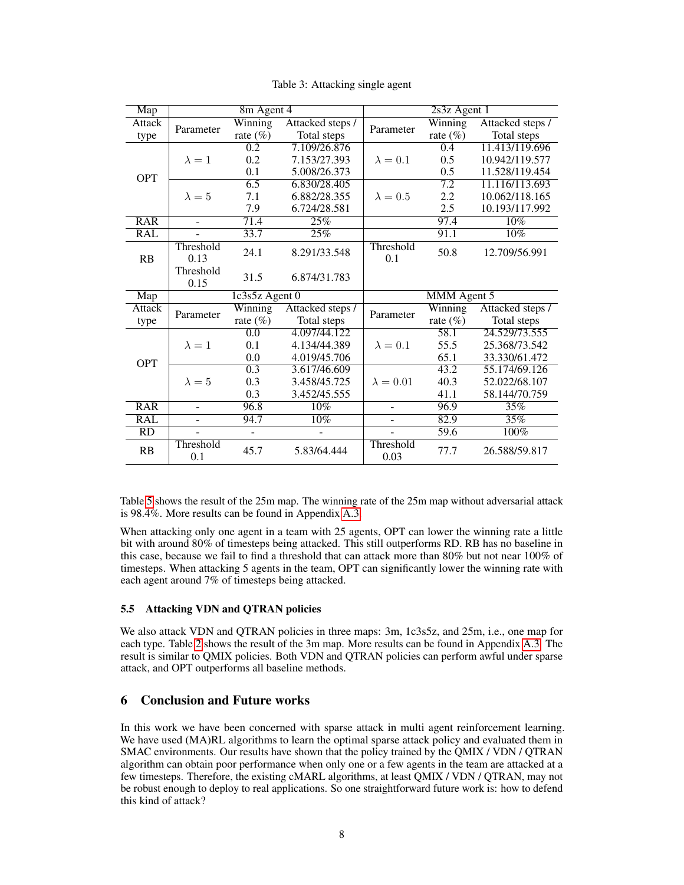Table 3: Attacking single agent

| Map | 8m Agent 4 | | | 2s3z Agent 1 | | |
|---|---|---|---|---|---|---|
| Attack type | Parameter | Winning rate (%) | Attacked steps / Total steps | Parameter | Winning rate (%) | Attacked steps / Total steps |
| OPT | $\lambda = 1$ | 0.2 | 7.109/26.876 | $\lambda = 0.1$ | 0.4 | 11.413/119.696 |
| | | 0.2 | 7.153/27.393 | | 0.5 | 10.942/119.577 |
| | | 0.1 | 5.008/26.373 | | 0.5 | 11.528/119.454 |
| | $\lambda = 5$ | 6.5 | 6.830/28.405 | $\lambda = 0.5$ | 7.2 | 11.116/113.693 |
| | | 7.1 | 6.882/28.355 | | 2.2 | 10.062/118.165 |
| | | 7.9 | 6.724/28.581 | | 2.5 | 10.193/117.992 |
| RAR | - | 71.4 | 25% | | 97.4 | 10% |
| RAL | - | 33.7 | 25% | | 91.1 | 10% |
| RB | Threshold 0.13 | 24.1 | 8.291/33.548 | Threshold 0.1 | 50.8 | 12.709/56.991 |
| | Threshold 0.15 | 31.5 | 6.874/31.783 | | | |
| Map | 1c3s5z Agent 0 | | | MMM Agent 5 | | |
| Attack type | Parameter | Winning rate (%) | Attacked steps / Total steps | Parameter | Winning rate (%) | Attacked steps / Total steps |
| OPT | $\lambda = 1$ | 0.0 | 4.097/44.122 | $\lambda = 0.1$ | 58.1 | 24.529/73.555 |
| | | 0.1 | 4.134/44.389 | | 55.5 | 25.368/73.542 |
| | | 0.0 | 4.019/45.706 | | 65.1 | 33.330/61.472 |
| | $\lambda = 5$ | 0.3 | 3.617/46.609 | $\lambda = 0.01$ | 43.2 | 55.174/69.126 |
| | | 0.3 | 3.458/45.725 | | 40.3 | 52.022/68.107 |
| | | 0.3 | 3.452/45.555 | | 41.1 | 58.144/70.759 |
| RAR | - | 96.8 | 10% | - | 96.9 | 35% |
| RAL | - | 94.7 | 10% | - | 82.9 | 35% |
| RD | - | - | - | - | 59.6 | 100% |
| RB | Threshold 0.1 | 45.7 | 5.83/64.444 | Threshold 0.03 | 77.7 | 26.588/59.817 |

Table 5 shows the result of the 25m map. The winning rate of the 25m map without adversarial attack is 98.4%. More results can be found in Appendix A.3.

When attacking only one agent in a team with 25 agents, OPT can lower the winning rate a little bit with around 80% of timesteps being attacked. This still outperforms RD. RB has no baseline in this case, because we fail to find a threshold that can attack more than 80% but not near 100% of timesteps. When attacking 5 agents in the team, OPT can significantly lower the winning rate with each agent around 7% of timesteps being attacked.

### 5.5 Attacking VDN and QTRAN policies

We also attack VDN and QTRAN policies in three maps: 3m, 1c3s5z, and 25m, i.e., one map for each type. Table 2 shows the result of the 3m map. More results can be found in Appendix A.3. The result is similar to QMIX policies. Both VDN and QTRAN policies can perform awful under sparse attack, and OPT outperforms all baseline methods.

## 6 Conclusion and Future works

In this work we have been concerned with sparse attack in multi agent reinforcement learning. We have used (MA)RL algorithms to learn the optimal sparse attack policy and evaluated them in SMAC environments. Our results have shown that the policy trained by the QMIX / VDN / QTRAN algorithm can obtain poor performance when only one or a few agents in the team are attacked at a few timesteps. Therefore, the existing cMARL algorithms, at least QMIX / VDN / QTRAN, may not be robust enough to deploy to real applications. So one straightforward future work is: how to defend this kind of attack?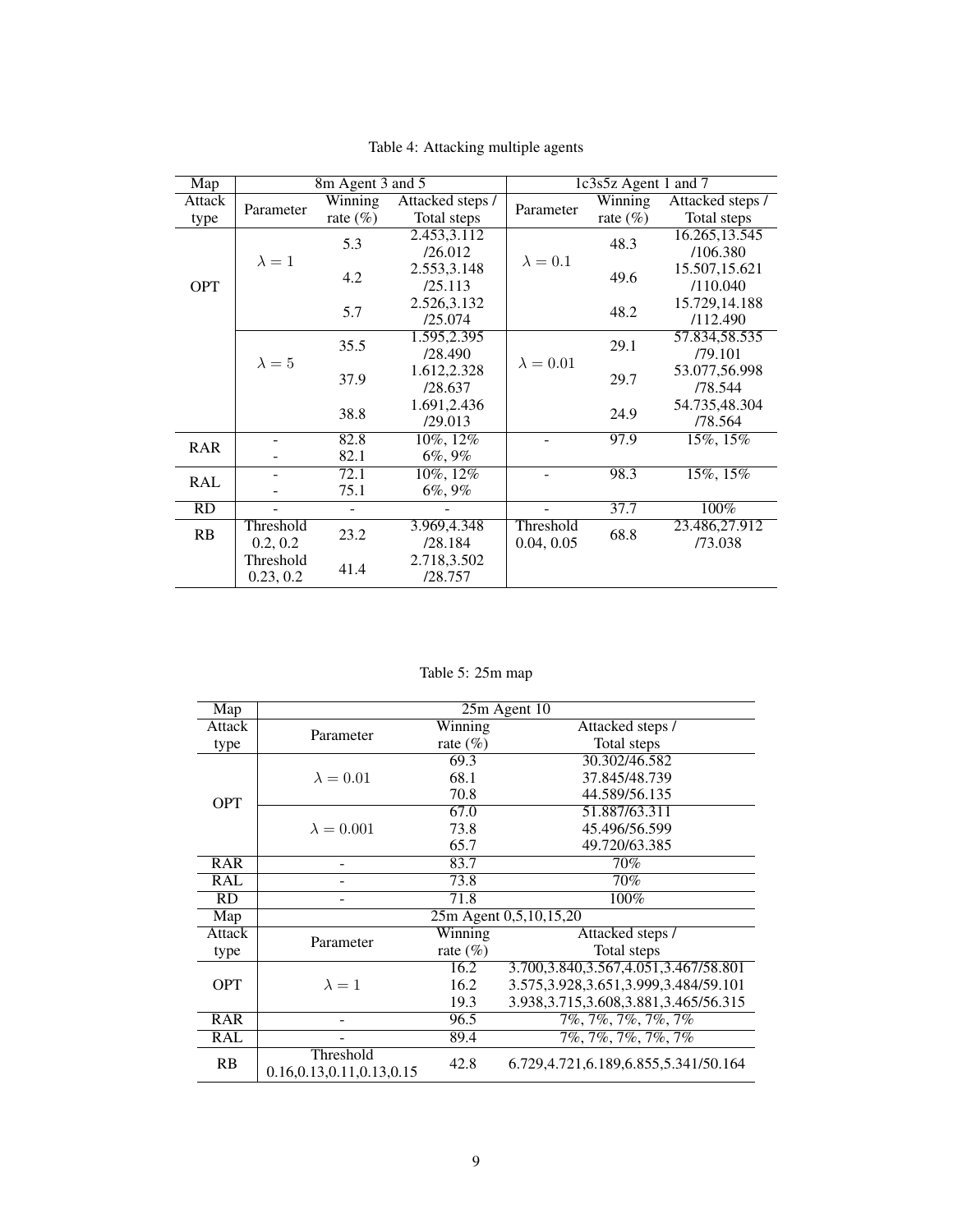Table 4: Attacking multiple agents

| Map | 8m Agent 3 and 5 | | | 1c3s5z Agent 1 and 7 | | |
|---|---|---|---|---|---|---|
| Attack type | Parameter | Winning rate (%) | Attacked steps / Total steps | Parameter | Winning rate (%) | Attacked steps / Total steps |
| OPT | $\lambda = 1$ | 5.3 | 2.453,3.112 /26.012 | $\lambda = 0.1$ | 48.3 | 16.265,13.545 /106.380 |
| | | 4.2 | 2.553,3.148 /25.113 | | 49.6 | 15.507,15.621 /110.040 |
| | | 5.7 | 2.526,3.132 /25.074 | | 48.2 | 15.729,14.188 /112.490 |
| | $\lambda = 5$ | 35.5 | 1.595,2.395 /28.490 | $\lambda = 0.01$ | 29.1 | 57.834,58.535 /79.101 |
| | | 37.9 | 1.612,2.328 /28.637 | | 29.7 | 53.077,56.998 /78.544 |
| | | 38.8 | 1.691,2.436 /29.013 | | 24.9 | 54.735,48.304 /78.564 |
| RAR | - | 82.8 | 10%, 12% | - | 97.9 | 15%, 15% |
| | - | 82.1 | 6%, 9% | | | |
| RAL | - | 72.1 | 10%, 12% | - | 98.3 | 15%, 15% |
| | - | 75.1 | 6%, 9% | | | |
| RD | - | - | - | - | 37.7 | 100% |
| RB | Threshold 0.2, 0.2 | 23.2 | 3.969,4.348 /28.184 | Threshold 0.04, 0.05 | 68.8 | 23.486,27.912 /73.038 |
| | Threshold 0.23, 0.2 | 41.4 | 2.718,3.502 /28.757 | | | |

Table 5: 25m map

| Map | 25m Agent 10 | | |
|---|---|---|---|
| Attack type | Parameter | Winning rate (%) | Attacked steps / Total steps |
| OPT | $\lambda = 0.01$ | 69.3 | 30.302/46.582 |
| | | 68.1 | 37.845/48.739 |
| | | 70.8 | 44.589/56.135 |
| | $\lambda = 0.001$ | 67.0 | 51.887/63.311 |
| | | 73.8 | 45.496/56.599 |
| | | 65.7 | 49.720/63.385 |
| RAR | - | 83.7 | 70% |
| RAL | - | 73.8 | 70% |
| RD | - | 71.8 | 100% |
| **Map** | **25m Agent 0,5,10,15,20** | | |
| Attack type | Parameter | Winning rate (%) | Attacked steps / Total steps |
| OPT | $\lambda = 1$ | 16.2 | 3.700,3.840,3.567,4.051,3.467/58.801 |
| | | 16.2 | 3.575,3.928,3.651,3.999,3.484/59.101 |
| | | 19.3 | 3.938,3.715,3.608,3.881,3.465/56.315 |
| RAR | - | 96.5 | 7%, 7%, 7%, 7%, 7% |
| RAL | - | 89.4 | 7%, 7%, 7%, 7%, 7% |
| RB | Threshold 0.16,0.13,0.11,0.13,0.15 | 42.8 | 6.729,4.721,6.189,6.855,5.341/50.164 |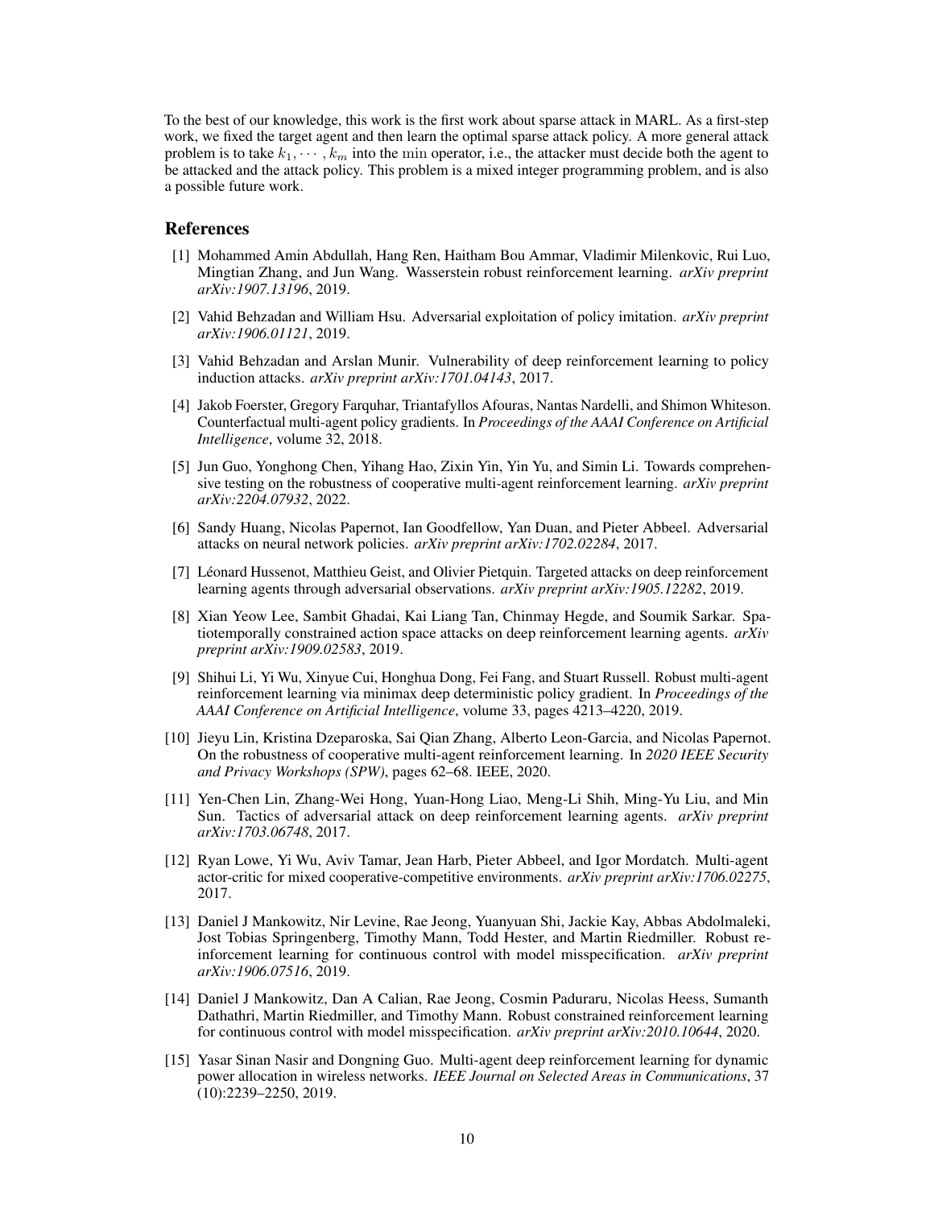To the best of our knowledge, this work is the first work about sparse attack in MARL. As a first-step work, we fixed the target agent and then learn the optimal sparse attack policy. A more general attack problem is to take $k_1, \cdots, k_m$ into the $\min$ operator, i.e., the attacker must decide both the agent to be attacked and the attack policy. This problem is a mixed integer programming problem, and is also a possible future work.

## References

[1] Mohammed Amin Abdullah, Hang Ren, Haitham Bou Ammar, Vladimir Milenkovic, Rui Luo, Mingtian Zhang, and Jun Wang. Wasserstein robust reinforcement learning. *arXiv preprint arXiv:1907.13196*, 2019.

[2] Vahid Behzadan and William Hsu. Adversarial exploitation of policy imitation. *arXiv preprint arXiv:1906.01121*, 2019.

[3] Vahid Behzadan and Arslan Munir. Vulnerability of deep reinforcement learning to policy induction attacks. *arXiv preprint arXiv:1701.04143*, 2017.

[4] Jakob Foerster, Gregory Farquhar, Triantafyllos Afouras, Nantas Nardelli, and Shimon Whiteson. Counterfactual multi-agent policy gradients. In *Proceedings of the AAAI Conference on Artificial Intelligence*, volume 32, 2018.

[5] Jun Guo, Yonghong Chen, Yihang Hao, Zixin Yin, Yin Yu, and Simin Li. Towards comprehensive testing on the robustness of cooperative multi-agent reinforcement learning. *arXiv preprint arXiv:2204.07932*, 2022.

[6] Sandy Huang, Nicolas Papernot, Ian Goodfellow, Yan Duan, and Pieter Abbeel. Adversarial attacks on neural network policies. *arXiv preprint arXiv:1702.02284*, 2017.

[7] Léonard Hussenot, Matthieu Geist, and Olivier Pietquin. Targeted attacks on deep reinforcement learning agents through adversarial observations. *arXiv preprint arXiv:1905.12282*, 2019.

[8] Xian Yeow Lee, Sambit Ghadai, Kai Liang Tan, Chinmay Hegde, and Soumik Sarkar. Spatiotemporally constrained action space attacks on deep reinforcement learning agents. *arXiv preprint arXiv:1909.02583*, 2019.

[9] Shihui Li, Yi Wu, Xinyue Cui, Honghua Dong, Fei Fang, and Stuart Russell. Robust multi-agent reinforcement learning via minimax deep deterministic policy gradient. In *Proceedings of the AAAI Conference on Artificial Intelligence*, volume 33, pages 4213–4220, 2019.

[10] Jieyu Lin, Kristina Dzeparoska, Sai Qian Zhang, Alberto Leon-Garcia, and Nicolas Papernot. On the robustness of cooperative multi-agent reinforcement learning. In *2020 IEEE Security and Privacy Workshops (SPW)*, pages 62–68. IEEE, 2020.

[11] Yen-Chen Lin, Zhang-Wei Hong, Yuan-Hong Liao, Meng-Li Shih, Ming-Yu Liu, and Min Sun. Tactics of adversarial attack on deep reinforcement learning agents. *arXiv preprint arXiv:1703.06748*, 2017.

[12] Ryan Lowe, Yi Wu, Aviv Tamar, Jean Harb, Pieter Abbeel, and Igor Mordatch. Multi-agent actor-critic for mixed cooperative-competitive environments. *arXiv preprint arXiv:1706.02275*, 2017.

[13] Daniel J Mankowitz, Nir Levine, Rae Jeong, Yuanyuan Shi, Jackie Kay, Abbas Abdolmaleki, Jost Tobias Springenberg, Timothy Mann, Todd Hester, and Martin Riedmiller. Robust reinforcement learning for continuous control with model misspecification. *arXiv preprint arXiv:1906.07516*, 2019.

[14] Daniel J Mankowitz, Dan A Calian, Rae Jeong, Cosmin Paduraru, Nicolas Heess, Sumanth Dathathri, Martin Riedmiller, and Timothy Mann. Robust constrained reinforcement learning for continuous control with model misspecification. *arXiv preprint arXiv:2010.10644*, 2020.

[15] Yasar Sinan Nasir and Dongning Guo. Multi-agent deep reinforcement learning for dynamic power allocation in wireless networks. *IEEE Journal on Selected Areas in Communications*, 37 (10):2239–2250, 2019.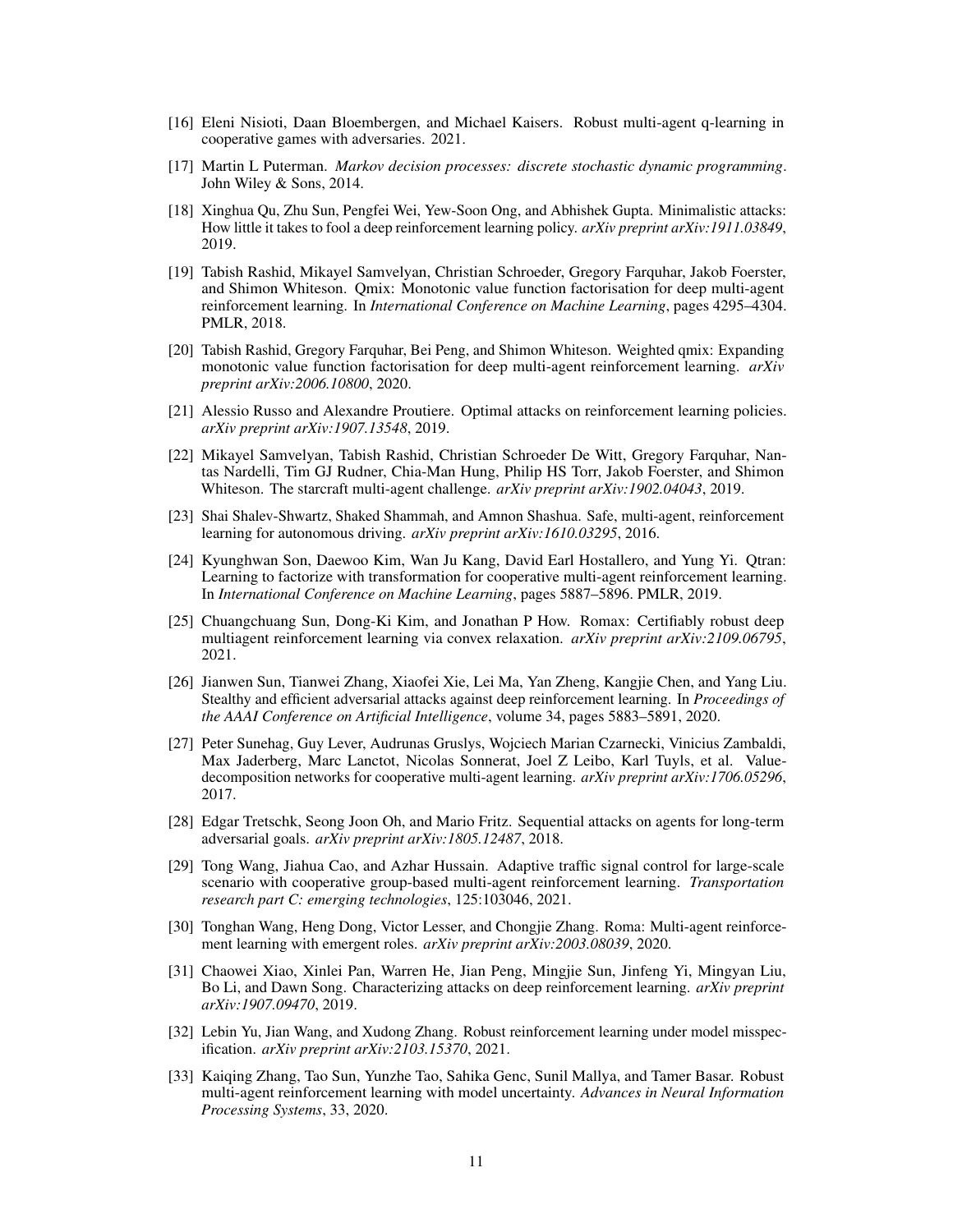[16] Eleni Nisioti, Daan Bloembergen, and Michael Kaisers. Robust multi-agent q-learning in cooperative games with adversaries. 2021.

[17] Martin L Puterman. *Markov decision processes: discrete stochastic dynamic programming*. John Wiley & Sons, 2014.

[18] Xinghua Qu, Zhu Sun, Pengfei Wei, Yew-Soon Ong, and Abhishek Gupta. Minimalistic attacks: How little it takes to fool a deep reinforcement learning policy. *arXiv preprint arXiv:1911.03849*, 2019.

[19] Tabish Rashid, Mikayel Samvelyan, Christian Schroeder, Gregory Farquhar, Jakob Foerster, and Shimon Whiteson. Qmix: Monotonic value function factorisation for deep multi-agent reinforcement learning. In *International Conference on Machine Learning*, pages 4295–4304. PMLR, 2018.

[20] Tabish Rashid, Gregory Farquhar, Bei Peng, and Shimon Whiteson. Weighted qmix: Expanding monotonic value function factorisation for deep multi-agent reinforcement learning. *arXiv preprint arXiv:2006.10800*, 2020.

[21] Alessio Russo and Alexandre Proutiere. Optimal attacks on reinforcement learning policies. *arXiv preprint arXiv:1907.13548*, 2019.

[22] Mikayel Samvelyan, Tabish Rashid, Christian Schroeder De Witt, Gregory Farquhar, Nantas Nardelli, Tim GJ Rudner, Chia-Man Hung, Philip HS Torr, Jakob Foerster, and Shimon Whiteson. The starcraft multi-agent challenge. *arXiv preprint arXiv:1902.04043*, 2019.

[23] Shai Shalev-Shwartz, Shaked Shammah, and Amnon Shashua. Safe, multi-agent, reinforcement learning for autonomous driving. *arXiv preprint arXiv:1610.03295*, 2016.

[24] Kyunghwan Son, Daewoo Kim, Wan Ju Kang, David Earl Hostallero, and Yung Yi. Qtran: Learning to factorize with transformation for cooperative multi-agent reinforcement learning. In *International Conference on Machine Learning*, pages 5887–5896. PMLR, 2019.

[25] Chuangchuang Sun, Dong-Ki Kim, and Jonathan P How. Romax: Certifiably robust deep multiagent reinforcement learning via convex relaxation. *arXiv preprint arXiv:2109.06795*, 2021.

[26] Jianwen Sun, Tianwei Zhang, Xiaofei Xie, Lei Ma, Yan Zheng, Kangjie Chen, and Yang Liu. Stealthy and efficient adversarial attacks against deep reinforcement learning. In *Proceedings of the AAAI Conference on Artificial Intelligence*, volume 34, pages 5883–5891, 2020.

[27] Peter Sunehag, Guy Lever, Audrunas Gruslys, Wojciech Marian Czarnecki, Vinicius Zambaldi, Max Jaderberg, Marc Lanctot, Nicolas Sonnerat, Joel Z Leibo, Karl Tuyls, et al. Value-decomposition networks for cooperative multi-agent learning. *arXiv preprint arXiv:1706.05296*, 2017.

[28] Edgar Tretschk, Seong Joon Oh, and Mario Fritz. Sequential attacks on agents for long-term adversarial goals. *arXiv preprint arXiv:1805.12487*, 2018.

[29] Tong Wang, Jiahua Cao, and Azhar Hussain. Adaptive traffic signal control for large-scale scenario with cooperative group-based multi-agent reinforcement learning. *Transportation research part C: emerging technologies*, 125:103046, 2021.

[30] Tonghan Wang, Heng Dong, Victor Lesser, and Chongjie Zhang. Roma: Multi-agent reinforcement learning with emergent roles. *arXiv preprint arXiv:2003.08039*, 2020.

[31] Chaowei Xiao, Xinlei Pan, Warren He, Jian Peng, Mingjie Sun, Jinfeng Yi, Mingyan Liu, Bo Li, and Dawn Song. Characterizing attacks on deep reinforcement learning. *arXiv preprint arXiv:1907.09470*, 2019.

[32] Lebin Yu, Jian Wang, and Xudong Zhang. Robust reinforcement learning under model misspecification. *arXiv preprint arXiv:2103.15370*, 2021.

[33] Kaiqing Zhang, Tao Sun, Yunzhe Tao, Sahika Genc, Sunil Mallya, and Tamer Basar. Robust multi-agent reinforcement learning with model uncertainty. *Advances in Neural Information Processing Systems*, 33, 2020.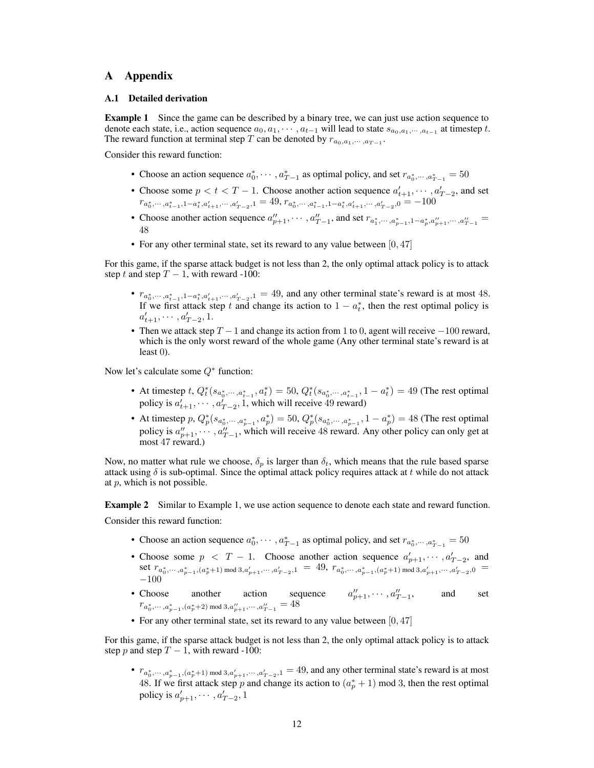# A Appendix

## A.1 Detailed derivation

**Example 1** Since the game can be described by a binary tree, we can just use action sequence to denote each state, i.e., action sequence $a_0, a_1, \cdots, a_{t-1}$ will lead to state $s_{a_0,a_1,\cdots,a_{t-1}}$ at timestep $t$. The reward function at terminal step $T$ can be denoted by $r_{a_0,a_1,\cdots,a_{T-1}}$.

Consider this reward function:

- Choose an action sequence $a_0^*, \cdots, a_{T-1}^*$ as optimal policy, and set $r_{a_0^*,\cdots,a_{T-1}^*} = 50$
- Choose some $p < t < T-1$. Choose another action sequence $a'_{t+1}, \cdots, a'_{T-2}$, and set $r_{a_0^*,\cdots,a_{t-1}^*,1-a_t^*,a'_{t+1},\cdots,a'_{T-2},1} = 49$, $r_{a_0^*,\cdots,a_{t-1}^*,1-a_t^*,a'_{t+1},\cdots,a'_{T-2},0} = -100$
- Choose another action sequence $a''_{p+1}, \cdots, a''_{T-1}$, and set $r_{a_1^*,\cdots,a_{p-1}^*,1-a_p^*,a''_{p+1},\cdots,a''_{T-1}} = 48$
- For any other terminal state, set its reward to any value between $[0, 47]$

For this game, if the sparse attack budget is not less than 2, the only optimal attack policy is to attack step $t$ and step $T-1$, with reward -100:

- $r_{a_0^*,\cdots,a_{t-1}^*,1-a_t^*,a'_{t+1},\cdots,a'_{T-2},1} = 49$, and any other terminal state's reward is at most 48. If we first attack step $t$ and change its action to $1 - a_t^*$, then the rest optimal policy is $a'_{t+1}, \cdots, a'_{T-2}, 1$.
- Then we attack step $T-1$ and change its action from 1 to 0, agent will receive $-100$ reward, which is the only worst reward of the whole game (Any other terminal state's reward is at least 0).

Now let's calculate some $Q^*$ function:

- At timestep $t$, $Q_t^*(s_{a_0^*,\cdots,a_{t-1}^*}, a_t^*) = 50$, $Q_t^*(s_{a_0^*,\cdots,a_{t-1}^*}, 1 - a_t^*) = 49$ (The rest optimal policy is $a'_{t+1}, \cdots, a'_{T-2}, 1$, which will receive 49 reward)
- At timestep $p$, $Q_p^*(s_{a_0^*,\cdots,a_{p-1}^*}, a_p^*) = 50$, $Q_p^*(s_{a_0^*,\cdots,a_{p-1}^*}, 1 - a_p^*) = 48$ (The rest optimal policy is $a''_{p+1}, \cdots, a''_{T-1}$, which will receive 48 reward. Any other policy can only get at most 47 reward.)

Now, no matter what rule we choose, $\delta_p$ is larger than $\delta_t$, which means that the rule based sparse attack using $\delta$ is sub-optimal. Since the optimal attack policy requires attack at $t$ while do not attack at $p$, which is not possible.

**Example 2** Similar to Example 1, we use action sequence to denote each state and reward function.

Consider this reward function:

- Choose an action sequence $a_0^*, \cdots, a_{T-1}^*$ as optimal policy, and set $r_{a_0^*,\cdots,a_{T-1}^*} = 50$
- Choose some $p < T-1$. Choose another action sequence $a'_{p+1}, \cdots, a'_{T-2}$, and set $r_{a_0^*,\cdots,a_{p-1}^*,(a_p^*+1) \bmod 3,a'_{p+1},\cdots,a'_{T-2},1} = 49$, $r_{a_0^*,\cdots,a_{p-1}^*,(a_p^*+1) \bmod 3,a'_{p+1},\cdots,a'_{T-2},0} = -100$
- Choose another action sequence $a''_{p+1}, \cdots, a''_{T-1}$, and set $r_{a_0^*,\cdots,a_{p-1}^*,(a_p^*+2) \bmod 3,a''_{p+1},\cdots,a''_{T-1}} = 48$
- For any other terminal state, set its reward to any value between $[0, 47]$

For this game, if the sparse attack budget is not less than 2, the only optimal attack policy is to attack step $p$ and step $T-1$, with reward -100:

- $r_{a_0^*,\cdots,a_{p-1}^*,(a_p^*+1) \bmod 3,a'_{p+1},\cdots,a'_{T-2},1} = 49$, and any other terminal state's reward is at most 48. If we first attack step $p$ and change its action to $(a_p^* + 1) \bmod 3$, then the rest optimal policy is $a'_{p+1}, \cdots, a'_{T-2}, 1$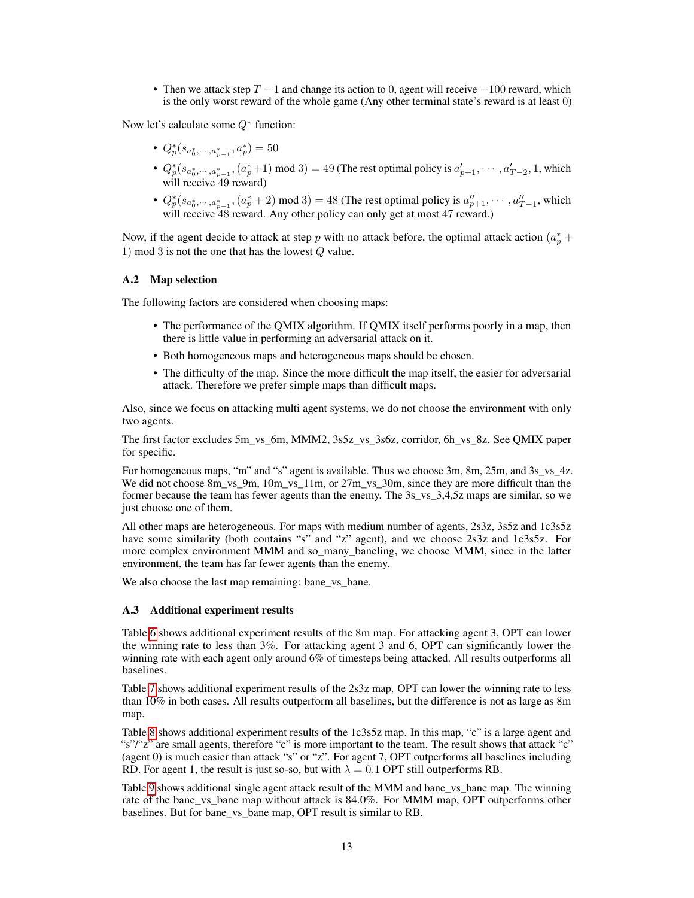- Then we attack step $T-1$ and change its action to 0, agent will receive $-100$ reward, which is the only worst reward of the whole game (Any other terminal state's reward is at least 0)

Now let's calculate some $Q^*$ function:

- $Q_p^*(s_{a_0^*,\cdots,a_{p-1}^*}, a_p^*) = 50$
- $Q_p^*(s_{a_0^*,\cdots,a_{p-1}^*}, (a_p^*+1) \bmod 3) = 49$ (The rest optimal policy is $a'_{p+1}, \cdots, a'_{T-2}, 1$, which will receive 49 reward)
- $Q_p^*(s_{a_0^*,\cdots,a_{p-1}^*}, (a_p^*+2) \bmod 3) = 48$ (The rest optimal policy is $a''_{p+1}, \cdots, a''_{T-1}$, which will receive 48 reward. Any other policy can only get at most 47 reward.)

Now, if the agent decide to attack at step $p$ with no attack before, the optimal attack action $(a_p^* + 1) \bmod 3$ is not the one that has the lowest $Q$ value.

### A.2 Map selection

The following factors are considered when choosing maps:

- The performance of the QMIX algorithm. If QMIX itself performs poorly in a map, then there is little value in performing an adversarial attack on it.
- Both homogeneous maps and heterogeneous maps should be chosen.
- The difficulty of the map. Since the more difficult the map itself, the easier for adversarial attack. Therefore we prefer simple maps than difficult maps.

Also, since we focus on attacking multi agent systems, we do not choose the environment with only two agents.

The first factor excludes 5m_vs_6m, MMM2, 3s5z_vs_3s6z, corridor, 6h_vs_8z. See QMIX paper for specific.

For homogeneous maps, "m" and "s" agent is available. Thus we choose 3m, 8m, 25m, and 3s_vs_4z. We did not choose 8m_vs_9m, 10m_vs_11m, or 27m_vs_30m, since they are more difficult than the former because the team has fewer agents than the enemy. The 3s_vs_3,4,5z maps are similar, so we just choose one of them.

All other maps are heterogeneous. For maps with medium number of agents, 2s3z, 3s5z and 1c3s5z have some similarity (both contains "s" and "z" agent), and we choose 2s3z and 1c3s5z. For more complex environment MMM and so_many_baneling, we choose MMM, since in the latter environment, the team has far fewer agents than the enemy.

We also choose the last map remaining: bane_vs_bane.

### A.3 Additional experiment results

Table 6 shows additional experiment results of the 8m map. For attacking agent 3, OPT can lower the winning rate to less than 3%. For attacking agent 3 and 6, OPT can significantly lower the winning rate with each agent only around 6% of timesteps being attacked. All results outperforms all baselines.

Table 7 shows additional experiment results of the 2s3z map. OPT can lower the winning rate to less than 10% in both cases. All results outperform all baselines, but the difference is not as large as 8m map.

Table 8 shows additional experiment results of the 1c3s5z map. In this map, "c" is a large agent and "s"/"z" are small agents, therefore "c" is more important to the team. The result shows that attack "c" (agent 0) is much easier than attack "s" or "z". For agent 7, OPT outperforms all baselines including RD. For agent 1, the result is just so-so, but with $\lambda = 0.1$ OPT still outperforms RB.

Table 9 shows additional single agent attack result of the MMM and bane_vs_bane map. The winning rate of the bane_vs_bane map without attack is 84.0%. For MMM map, OPT outperforms other baselines. But for bane_vs_bane map, OPT result is similar to RB.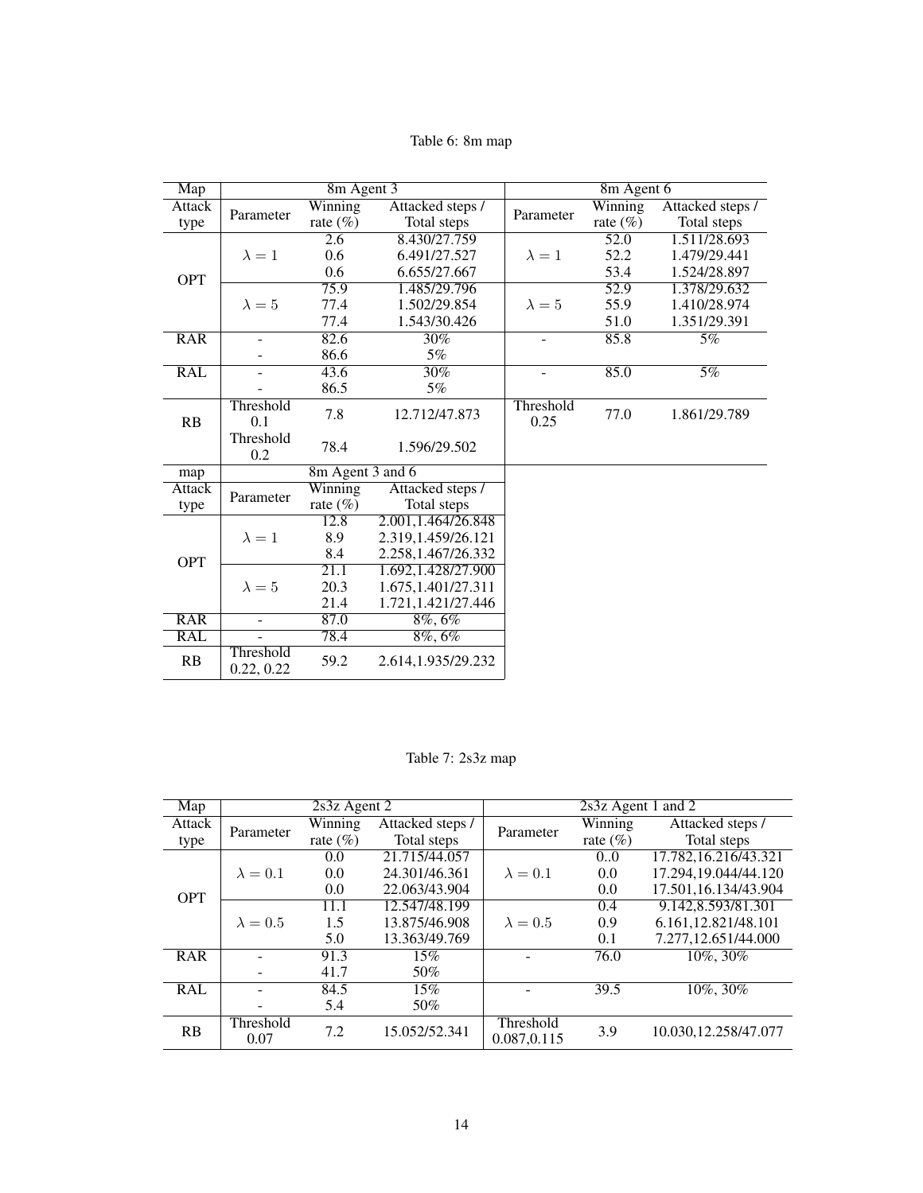Table 6: 8m map

| Map | 8m Agent 3 | | | 8m Agent 6 | | |
|---|---|---|---|---|---|---|
| Attack type | Parameter | Winning rate (%) | Attacked steps / Total steps | Parameter | Winning rate (%) | Attacked steps / Total steps |
| OPT | $\lambda = 1$ | 2.6 | 8.430/27.759 | $\lambda = 1$ | 52.0 | 1.511/28.693 |
| | | 0.6 | 6.491/27.527 | | 52.2 | 1.479/29.441 |
| | | 0.6 | 6.655/27.667 | | 53.4 | 1.524/28.897 |
| | $\lambda = 5$ | 75.9 | 1.485/29.796 | $\lambda = 5$ | 52.9 | 1.378/29.632 |
| | | 77.4 | 1.502/29.854 | | 55.9 | 1.410/28.974 |
| | | 77.4 | 1.543/30.426 | | 51.0 | 1.351/29.391 |
| RAR | - | 82.6 | 30% | - | 85.8 | 5% |
| | - | 86.6 | 5% | | | |
| RAL | - | 43.6 | 30% | - | 85.0 | 5% |
| | - | 86.5 | 5% | | | |
| RB | Threshold 0.1 | 7.8 | 12.712/47.873 | Threshold 0.25 | 77.0 | 1.861/29.789 |
| | Threshold 0.2 | 78.4 | 1.596/29.502 | | | |

| map | 8m Agent 3 and 6 | | |
|---|---|---|---|
| Attack type | Parameter | Winning rate (%) | Attacked steps / Total steps |
| OPT | $\lambda = 1$ | 12.8 | 2.001,1.464/26.848 |
| | | 8.9 | 2.319,1.459/26.121 |
| | | 8.4 | 2.258,1.467/26.332 |
| | $\lambda = 5$ | 21.1 | 1.692,1.428/27.900 |
| | | 20.3 | 1.675,1.401/27.311 |
| | | 21.4 | 1.721,1.421/27.446 |
| RAR | - | 87.0 | 8%, 6% |
| RAL | - | 78.4 | 8%, 6% |
| RB | Threshold 0.22, 0.22 | 59.2 | 2.614,1.935/29.232 |

Table 7: 2s3z map

| Map | 2s3z Agent 2 | | | 2s3z Agent 1 and 2 | | |
|---|---|---|---|---|---|---|
| Attack type | Parameter | Winning rate (%) | Attacked steps / Total steps | Parameter | Winning rate (%) | Attacked steps / Total steps |
| OPT | $\lambda = 0.1$ | 0.0 | 21.715/44.057 | $\lambda = 0.1$ | 0..0 | 17.782,16.216/43.321 |
| | | 0.0 | 24.301/46.361 | | 0.0 | 17.294,19.044/44.120 |
| | | 0.0 | 22.063/43.904 | | 0.0 | 17.501,16.134/43.904 |
| | $\lambda = 0.5$ | 11.1 | 12.547/48.199 | $\lambda = 0.5$ | 0.4 | 9.142,8.593/81.301 |
| | | 1.5 | 13.875/46.908 | | 0.9 | 6.161,12.821/48.101 |
| | | 5.0 | 13.363/49.769 | | 0.1 | 7.277,12.651/44.000 |
| RAR | - | 91.3 | 15% | - | 76.0 | 10%, 30% |
| | - | 41.7 | 50% | | | |
| RAL | - | 84.5 | 15% | - | 39.5 | 10%, 30% |
| | - | 5.4 | 50% | | | |
| RB | Threshold 0.07 | 7.2 | 15.052/52.341 | Threshold 0.087,0.115 | 3.9 | 10.030,12.258/47.077 |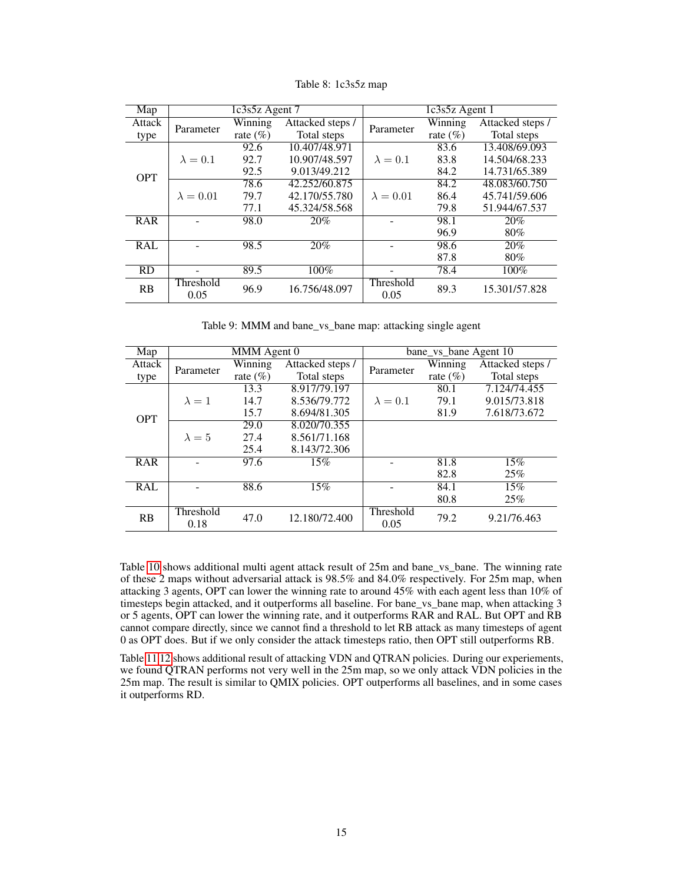Table 8: 1c3s5z map

| Map | 1c3s5z Agent 7 | | | 1c3s5z Agent 1 | | |
|---|---|---|---|---|---|---|
| Attack type | Parameter | Winning rate (%) | Attacked steps / Total steps | Parameter | Winning rate (%) | Attacked steps / Total steps |
| OPT | $\lambda = 0.1$ | 92.6 | 10.407/48.971 | $\lambda = 0.1$ | 83.6 | 13.408/69.093 |
| | | 92.7 | 10.907/48.597 | | 83.8 | 14.504/68.233 |
| | | 92.5 | 9.013/49.212 | | 84.2 | 14.731/65.389 |
| | $\lambda = 0.01$ | 78.6 | 42.252/60.875 | $\lambda = 0.01$ | 84.2 | 48.083/60.750 |
| | | 79.7 | 42.170/55.780 | | 86.4 | 45.741/59.606 |
| | | 77.1 | 45.324/58.568 | | 79.8 | 51.944/67.537 |
| RAR | - | 98.0 | 20% | - | 98.1 | 20% |
| | | | | | 96.9 | 80% |
| RAL | - | 98.5 | 20% | - | 98.6 | 20% |
| | | | | | 87.8 | 80% |
| RD | - | 89.5 | 100% | - | 78.4 | 100% |
| RB | Threshold 0.05 | 96.9 | 16.756/48.097 | Threshold 0.05 | 89.3 | 15.301/57.828 |

Table 9: MMM and bane_vs_bane map: attacking single agent

| Map | MMM Agent 0 | | | bane_vs_bane Agent 10 | | |
|---|---|---|---|---|---|---|
| Attack type | Parameter | Winning rate (%) | Attacked steps / Total steps | Parameter | Winning rate (%) | Attacked steps / Total steps |
| OPT | $\lambda = 1$ | 13.3 | 8.917/79.197 | $\lambda = 0.1$ | 80.1 | 7.124/74.455 |
| | | 14.7 | 8.536/79.772 | | 79.1 | 9.015/73.818 |
| | | 15.7 | 8.694/81.305 | | 81.9 | 7.618/73.672 |
| | $\lambda = 5$ | 29.0 | 8.020/70.355 | | | |
| | | 27.4 | 8.561/71.168 | | | |
| | | 25.4 | 8.143/72.306 | | | |
| RAR | - | 97.6 | 15% | - | 81.8 | 15% |
| | | | | | 82.8 | 25% |
| RAL | - | 88.6 | 15% | - | 84.1 | 15% |
| | | | | | 80.8 | 25% |
| RB | Threshold 0.18 | 47.0 | 12.180/72.400 | Threshold 0.05 | 79.2 | 9.21/76.463 |

Table 10 shows additional multi agent attack result of 25m and bane_vs_bane. The winning rate of these 2 maps without adversarial attack is 98.5% and 84.0% respectively. For 25m map, when attacking 3 agents, OPT can lower the winning rate to around 45% with each agent less than 10% of timesteps begin attacked, and it outperforms all baseline. For bane_vs_bane map, when attacking 3 or 5 agents, OPT can lower the winning rate, and it outperforms RAR and RAL. But OPT and RB cannot compare directly, since we cannot find a threshold to let RB attack as many timesteps of agent 0 as OPT does. But if we only consider the attack timesteps ratio, then OPT still outperforms RB.

Table 11 12 shows additional result of attacking VDN and QTRAN policies. During our experiements, we found QTRAN performs not very well in the 25m map, so we only attack VDN policies in the 25m map. The result is similar to QMIX policies. OPT outperforms all baselines, and in some cases it outperforms RD.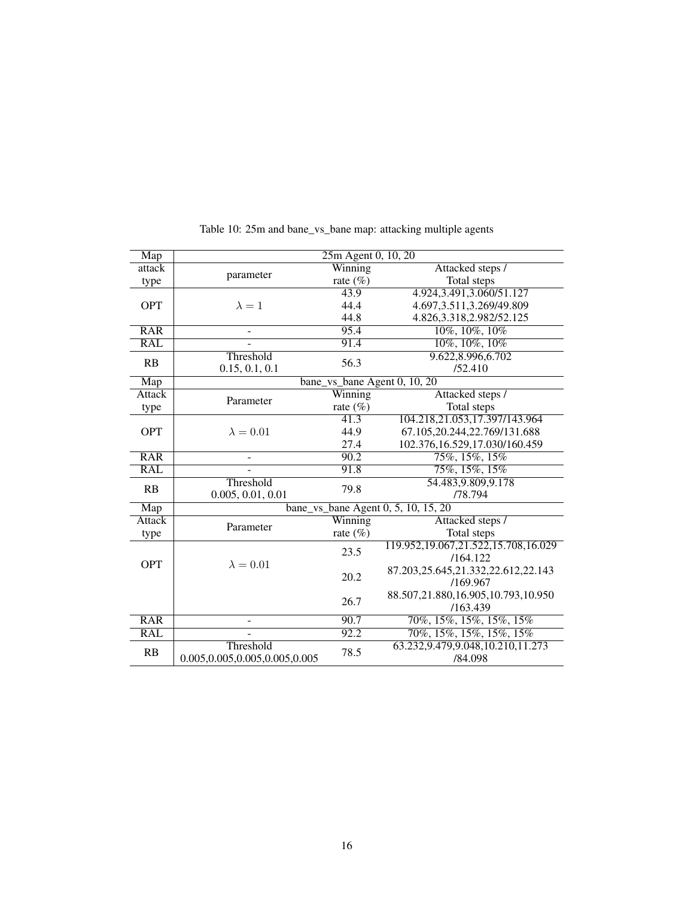Table 10: 25m and bane_vs_bane map: attacking multiple agents

| Map | 25m Agent 0, 10, 20 | | |
|---|---|---|---|
| attack type | parameter | Winning rate (%) | Attacked steps / Total steps |
| OPT | $\lambda = 1$ | 43.9 | 4.924,3.491,3.060/51.127 |
| | | 44.4 | 4.697,3.511,3.269/49.809 |
| | | 44.8 | 4.826,3.318,2.982/52.125 |
| RAR | - | 95.4 | 10%, 10%, 10% |
| RAL | - | 91.4 | 10%, 10%, 10% |
| RB | Threshold 0.15, 0.1, 0.1 | 56.3 | 9.622,8.996,6.702 /52.410 |
| **Map** | **bane_vs_bane Agent 0, 10, 20** | | |
| Attack type | Parameter | Winning rate (%) | Attacked steps / Total steps |
| OPT | $\lambda = 0.01$ | 41.3 | 104.218,21.053,17.397/143.964 |
| | | 44.9 | 67.105,20.244,22.769/131.688 |
| | | 27.4 | 102.376,16.529,17.030/160.459 |
| RAR | - | 90.2 | 75%, 15%, 15% |
| RAL | - | 91.8 | 75%, 15%, 15% |
| RB | Threshold 0.005, 0.01, 0.01 | 79.8 | 54.483,9.809,9.178 /78.794 |
| **Map** | **bane_vs_bane Agent 0, 5, 10, 15, 20** | | |
| Attack type | Parameter | Winning rate (%) | Attacked steps / Total steps |
| OPT | $\lambda = 0.01$ | 23.5 | 119.952,19.067,21.522,15.708,16.029 /164.122 |
| | | 20.2 | 87.203,25.645,21.332,22.612,22.143 /169.967 |
| | | 26.7 | 88.507,21.880,16.905,10.793,10.950 /163.439 |
| RAR | - | 90.7 | 70%, 15%, 15%, 15%, 15% |
| RAL | - | 92.2 | 70%, 15%, 15%, 15%, 15% |
| RB | Threshold 0.005,0.005,0.005,0.005,0.005 | 78.5 | 63.232,9.479,9.048,10.210,11.273 /84.098 |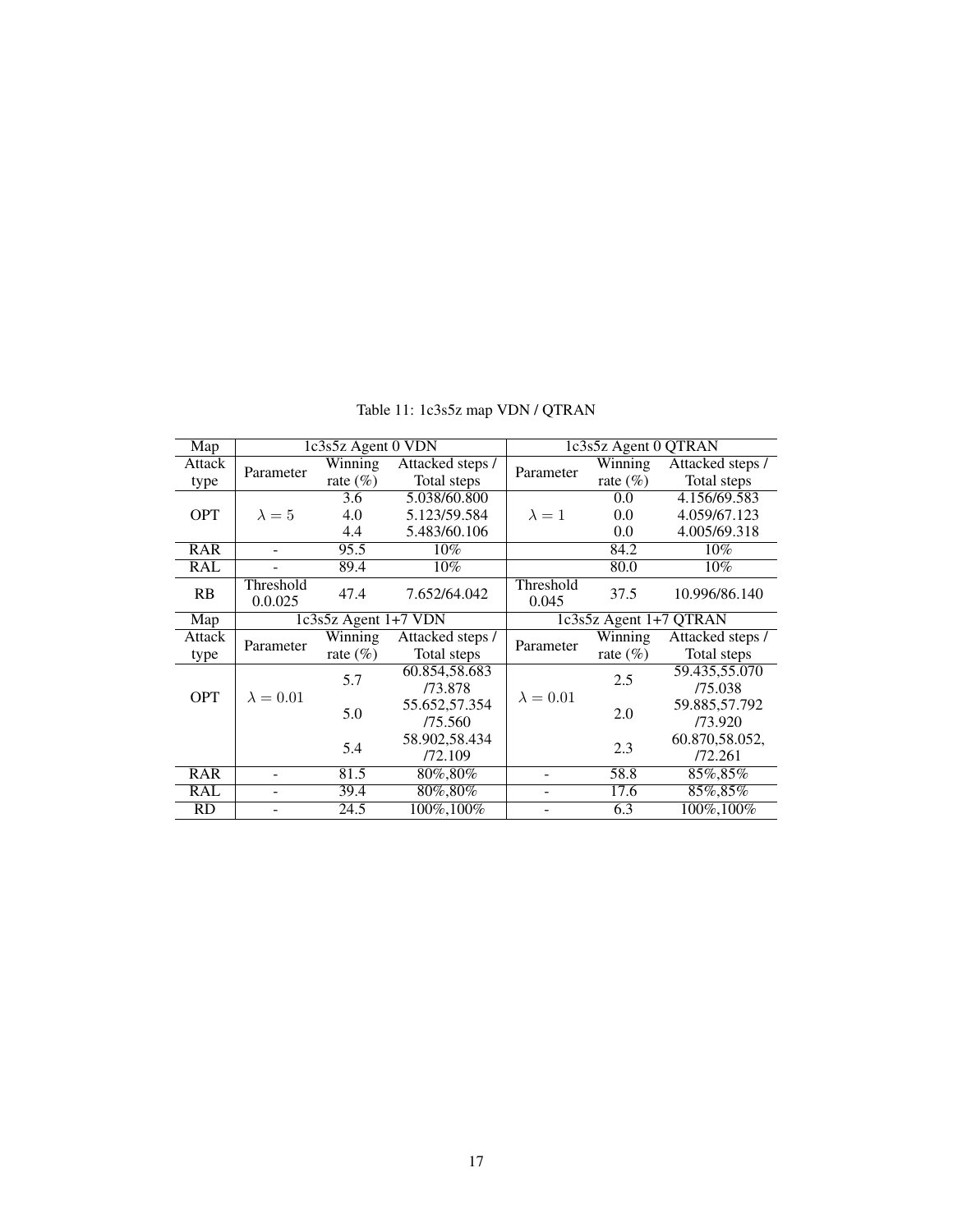Table 11: 1c3s5z map VDN / QTRAN

| Map | 1c3s5z Agent 0 VDN | | | 1c3s5z Agent 0 QTRAN | | |
|---|---|---|---|---|---|---|
| Attack type | Parameter | Winning rate (%) | Attacked steps / Total steps | Parameter | Winning rate (%) | Attacked steps / Total steps |
| OPT | $\lambda = 5$ | 3.6 | 5.038/60.800 | $\lambda = 1$ | 0.0 | 4.156/69.583 |
| | | 4.0 | 5.123/59.584 | | 0.0 | 4.059/67.123 |
| | | 4.4 | 5.483/60.106 | | 0.0 | 4.005/69.318 |
| RAR | - | 95.5 | 10% | | 84.2 | 10% |
| RAL | - | 89.4 | 10% | | 80.0 | 10% |
| RB | Threshold 0.0.025 | 47.4 | 7.652/64.042 | Threshold 0.045 | 37.5 | 10.996/86.140 |
| Map | 1c3s5z Agent 1+7 VDN | | | 1c3s5z Agent 1+7 QTRAN | | |
| Attack type | Parameter | Winning rate (%) | Attacked steps / Total steps | Parameter | Winning rate (%) | Attacked steps / Total steps |
| OPT | $\lambda = 0.01$ | 5.7 | 60.854,58.683 /73.878 | $\lambda = 0.01$ | 2.5 | 59.435,55.070 /75.038 |
| | | 5.0 | 55.652,57.354 /75.560 | | 2.0 | 59.885,57.792 /73.920 |
| | | 5.4 | 58.902,58.434 /72.109 | | 2.3 | 60.870,58.052, /72.261 |
| RAR | - | 81.5 | 80%,80% | - | 58.8 | 85%,85% |
| RAL | - | 39.4 | 80%,80% | - | 17.6 | 85%,85% |
| RD | - | 24.5 | 100%,100% | - | 6.3 | 100%,100% |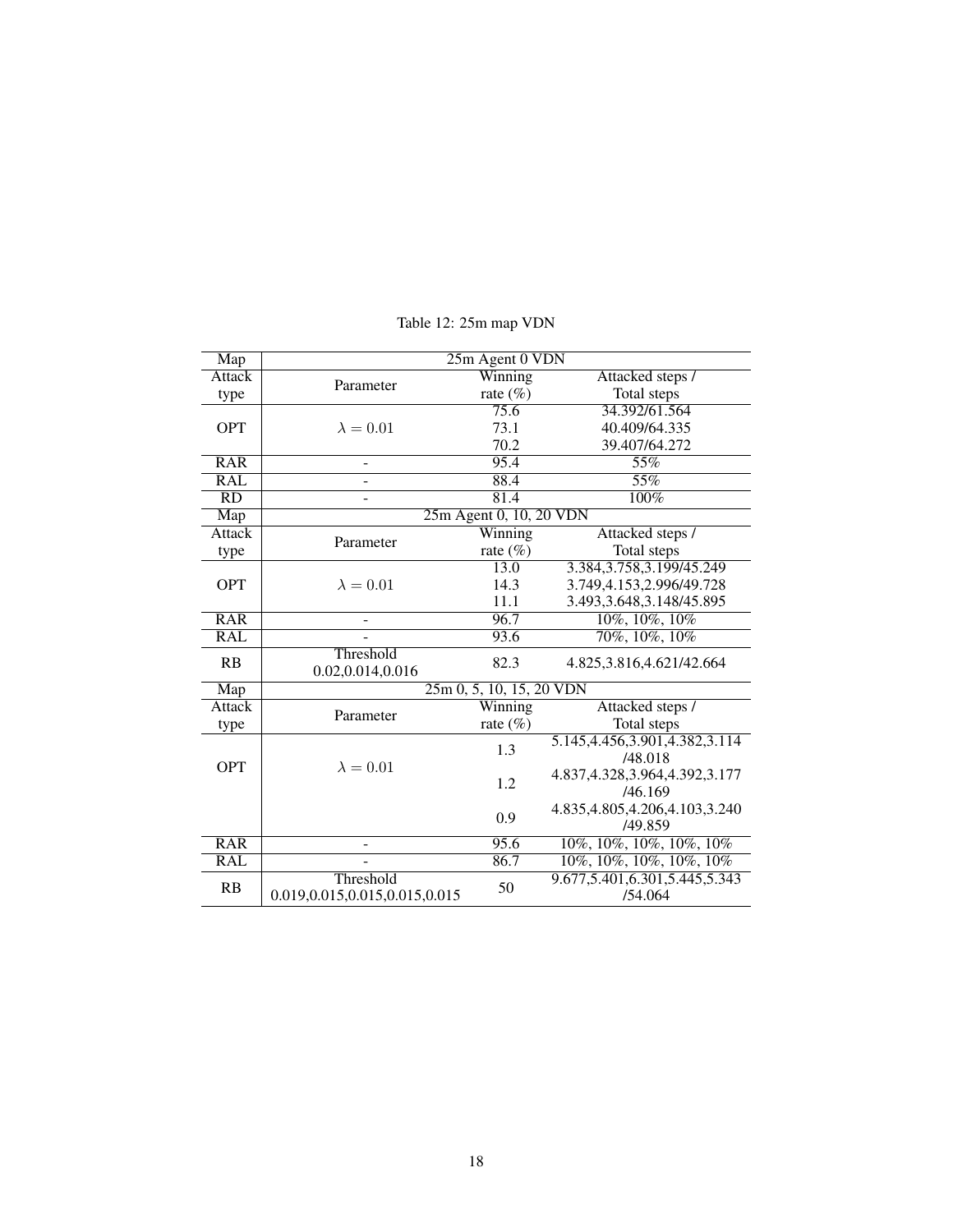Table 12: 25m map VDN

| Map | 25m Agent 0 VDN | | |
|---|---|---|---|
| Attack type | Parameter | Winning rate (%) | Attacked steps / Total steps |
| OPT | $\lambda = 0.01$ | 75.6 | 34.392/61.564 |
| | | 73.1 | 40.409/64.335 |
| | | 70.2 | 39.407/64.272 |
| RAR | - | 95.4 | 55% |
| RAL | - | 88.4 | 55% |
| RD | - | 81.4 | 100% |
| Map | 25m Agent 0, 10, 20 VDN | | |
| Attack type | Parameter | Winning rate (%) | Attacked steps / Total steps |
| OPT | $\lambda = 0.01$ | 13.0 | 3.384,3.758,3.199/45.249 |
| | | 14.3 | 3.749,4.153,2.996/49.728 |
| | | 11.1 | 3.493,3.648,3.148/45.895 |
| RAR | - | 96.7 | 10%, 10%, 10% |
| RAL | - | 93.6 | 70%, 10%, 10% |
| RB | Threshold 0.02,0.014,0.016 | 82.3 | 4.825,3.816,4.621/42.664 |
| Map | 25m 0, 5, 10, 15, 20 VDN | | |
| Attack type | Parameter | Winning rate (%) | Attacked steps / Total steps |
| OPT | $\lambda = 0.01$ | 1.3 | 5.145,4.456,3.901,4.382,3.114 /48.018 |
| | | 1.2 | 4.837,4.328,3.964,4.392,3.177 /46.169 |
| | | 0.9 | 4.835,4.805,4.206,4.103,3.240 /49.859 |
| RAR | - | 95.6 | 10%, 10%, 10%, 10%, 10% |
| RAL | - | 86.7 | 10%, 10%, 10%, 10%, 10% |
| RB | Threshold 0.019,0.015,0.015,0.015,0.015 | 50 | 9.677,5.401,6.301,5.445,5.343 /54.064 |